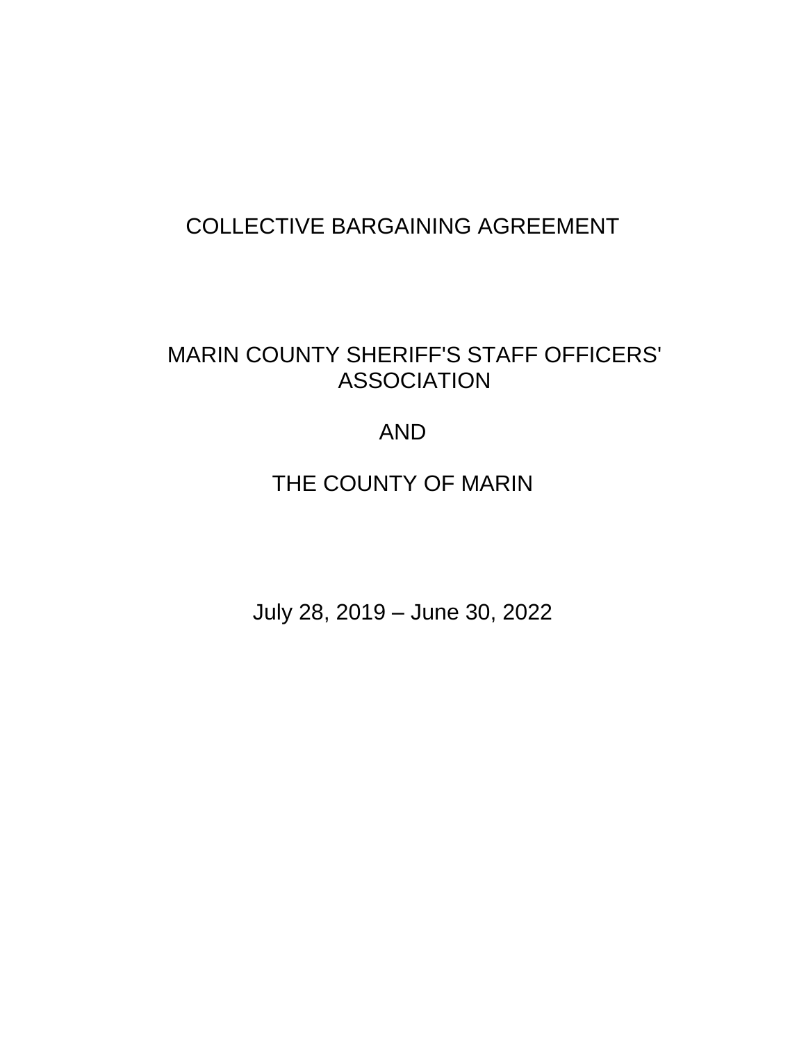# COLLECTIVE BARGAINING AGREEMENT

## MARIN COUNTY SHERIFF'S STAFF OFFICERS' ASSOCIATION

## AND

## THE COUNTY OF MARIN

July 28, 2019 – June 30, 2022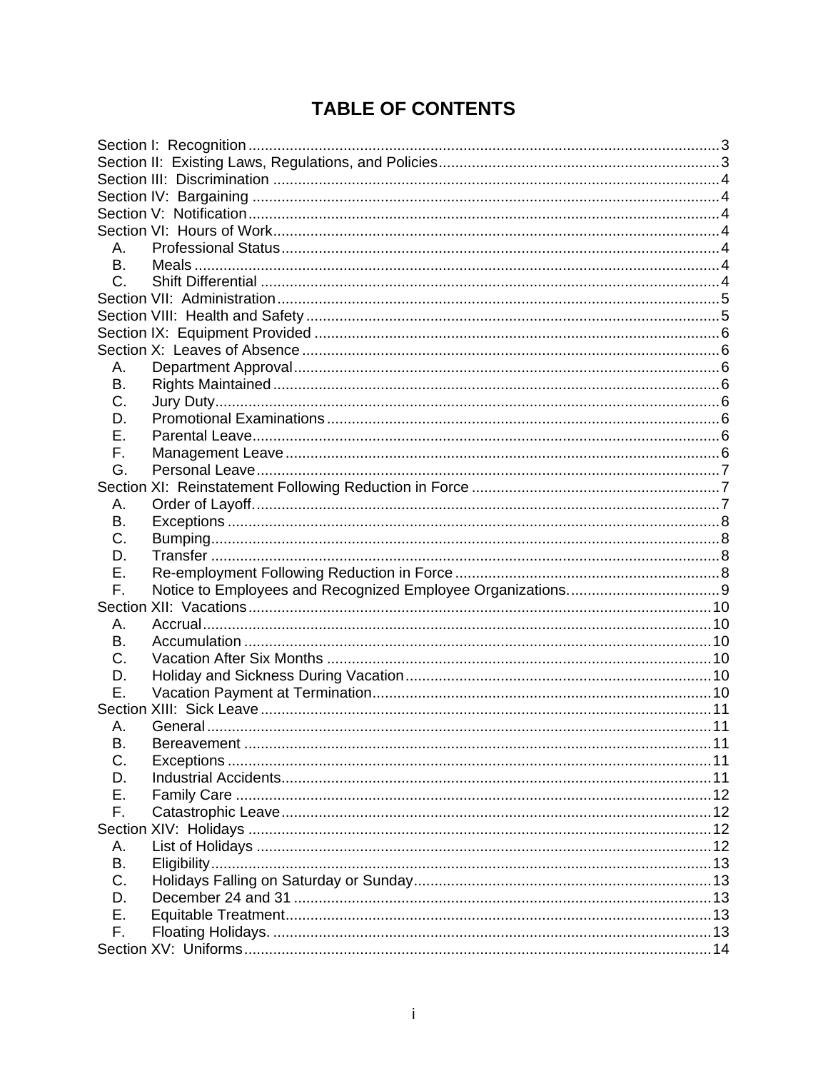# TABLE OF CONTENTS

Section I: Recognition ..... 3
Section II: Existing Laws, Regulations, and Policies ..... 3
Section III: Discrimination ..... 4
Section IV: Bargaining ..... 4
Section V: Notification ..... 4
Section VI: Hours of Work ..... 4
- A. Professional Status ..... 4
- B. Meals ..... 4
- C. Shift Differential ..... 4

Section VII: Administration ..... 5
Section VIII: Health and Safety ..... 5
Section IX: Equipment Provided ..... 6
Section X: Leaves of Absence ..... 6
- A. Department Approval ..... 6
- B. Rights Maintained ..... 6
- C. Jury Duty ..... 6
- D. Promotional Examinations ..... 6
- E. Parental Leave ..... 6
- F. Management Leave ..... 6
- G. Personal Leave ..... 7

Section XI: Reinstatement Following Reduction in Force ..... 7
- A. Order of Layoff. ..... 7
- B. Exceptions ..... 8
- C. Bumping ..... 8
- D. Transfer ..... 8
- E. Re-employment Following Reduction in Force ..... 8
- F. Notice to Employees and Recognized Employee Organizations. ..... 9

Section XII: Vacations ..... 10
- A. Accrual ..... 10
- B. Accumulation ..... 10
- C. Vacation After Six Months ..... 10
- D. Holiday and Sickness During Vacation ..... 10
- E. Vacation Payment at Termination ..... 10

Section XIII: Sick Leave ..... 11
- A. General ..... 11
- B. Bereavement ..... 11
- C. Exceptions ..... 11
- D. Industrial Accidents ..... 11
- E. Family Care ..... 12
- F. Catastrophic Leave ..... 12

Section XIV: Holidays ..... 12
- A. List of Holidays ..... 12
- B. Eligibility ..... 13
- C. Holidays Falling on Saturday or Sunday ..... 13
- D. December 24 and 31 ..... 13
- E. Equitable Treatment ..... 13
- F. Floating Holidays. ..... 13

Section XV: Uniforms ..... 14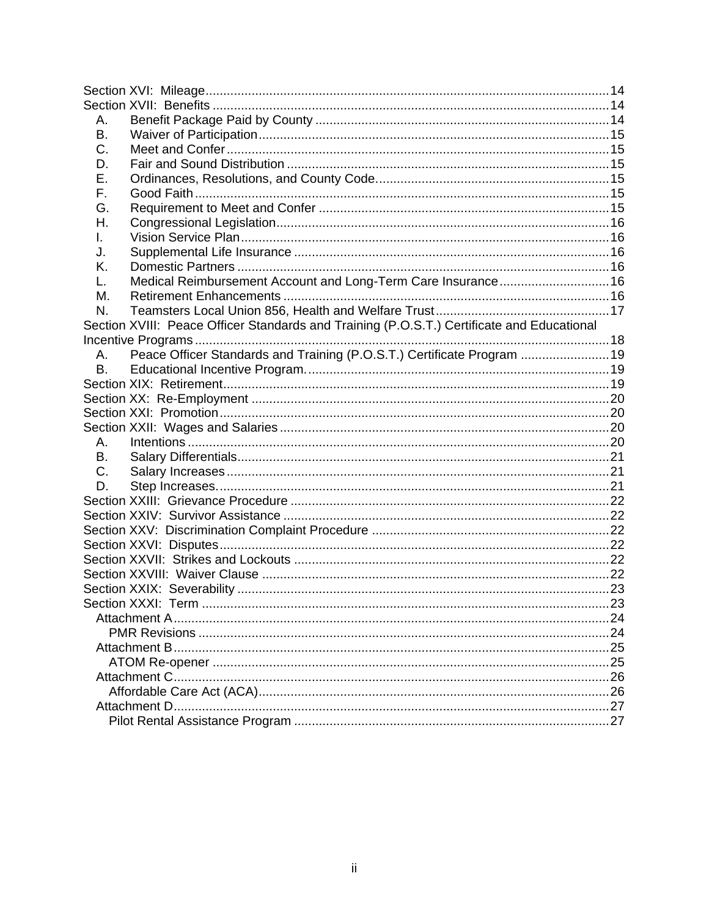Section XVI: Mileage....................................................................................................14
Section XVII: Benefits ...................................................................................................14
- A. Benefit Package Paid by County ....................................................................14
- B. Waiver of Participation.....................................................................................15
- C. Meet and Confer...............................................................................................15
- D. Fair and Sound Distribution .............................................................................15
- E. Ordinances, Resolutions, and County Code......................................................15
- F. Good Faith.........................................................................................................15
- G. Requirement to Meet and Confer ....................................................................15
- H. Congressional Legislation.................................................................................16
- I. Vision Service Plan.............................................................................................16
- J. Supplemental Life Insurance ............................................................................16
- K. Domestic Partners ............................................................................................16
- L. Medical Reimbursement Account and Long-Term Care Insurance..................16
- M. Retirement Enhancements ..............................................................................16
- N. Teamsters Local Union 856, Health and Welfare Trust....................................17

Section XVIII: Peace Officer Standards and Training (P.O.S.T.) Certificate and Educational Incentive Programs...........................................................................................................18
- A. Peace Officer Standards and Training (P.O.S.T.) Certificate Program .............19
- B. Educational Incentive Program.........................................................................19

Section XIX: Retirement...............................................................................................19
Section XX: Re-Employment .........................................................................................20
Section XXI: Promotion.................................................................................................20
Section XXII: Wages and Salaries.................................................................................20
- A. Intentions..........................................................................................................20
- B. Salary Differentials............................................................................................21
- C. Salary Increases ................................................................................................21
- D. Step Increases...................................................................................................21

Section XXIII: Grievance Procedure ............................................................................22
Section XXIV: Survivor Assistance ...............................................................................22
Section XXV: Discrimination Complaint Procedure .....................................................22
Section XXVI: Disputes.................................................................................................22
Section XXVII: Strikes and Lockouts ............................................................................22
Section XXVIII: Waiver Clause .....................................................................................22
Section XXIX: Severability ...........................................................................................23
Section XXXI: Term .......................................................................................................23
- Attachment A.......................................................................................................24
  - PMR Revisions ..................................................................................................24
- Attachment B........................................................................................................25
  - ATOM Re-opener ..............................................................................................25
- Attachment C........................................................................................................26
  - Affordable Care Act (ACA).................................................................................26
- Attachment D........................................................................................................27
  - Pilot Rental Assistance Program .......................................................................27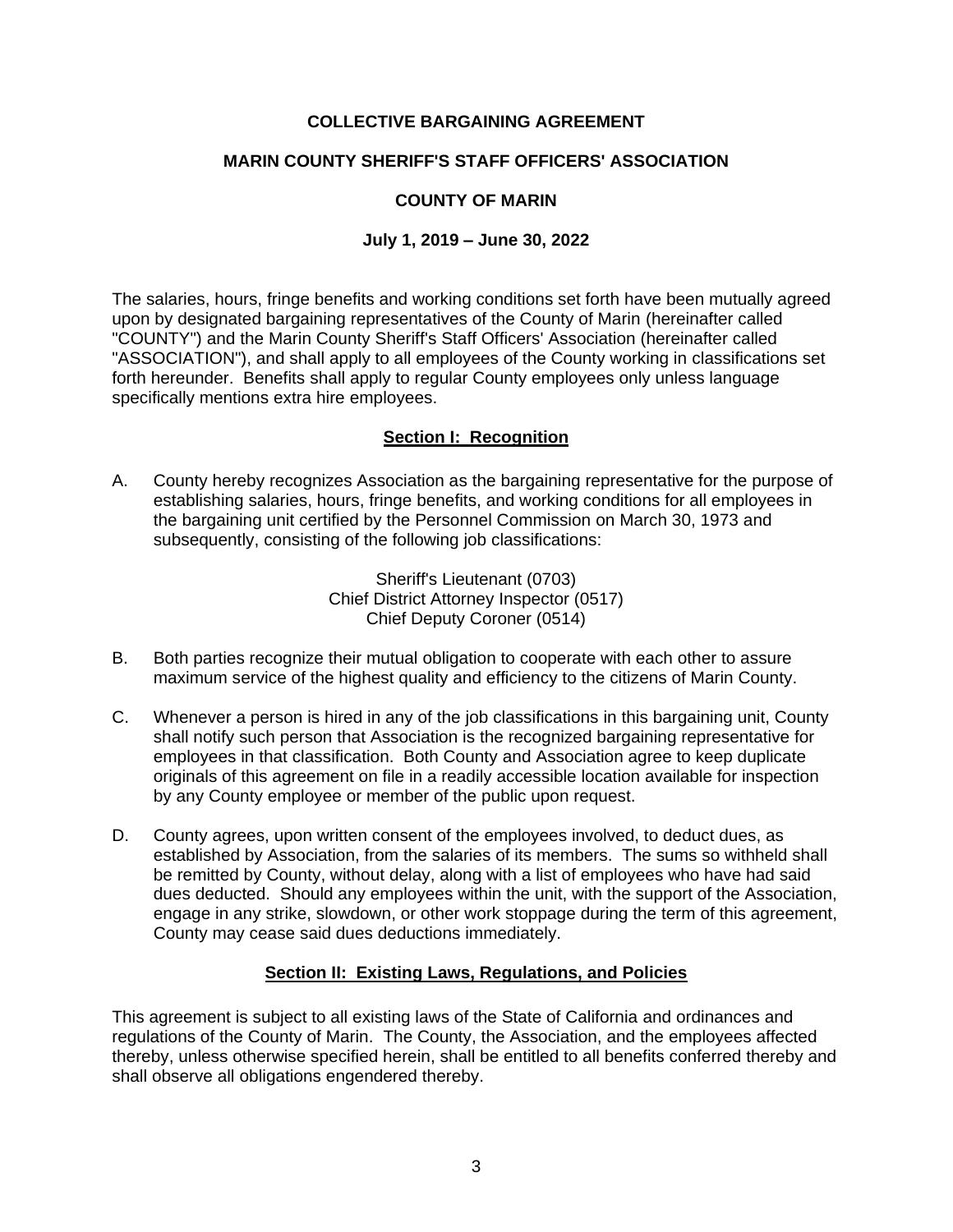# COLLECTIVE BARGAINING AGREEMENT

# MARIN COUNTY SHERIFF'S STAFF OFFICERS' ASSOCIATION

# COUNTY OF MARIN

# July 1, 2019 – June 30, 2022

The salaries, hours, fringe benefits and working conditions set forth have been mutually agreed upon by designated bargaining representatives of the County of Marin (hereinafter called "COUNTY") and the Marin County Sheriff's Staff Officers' Association (hereinafter called "ASSOCIATION"), and shall apply to all employees of the County working in classifications set forth hereunder. Benefits shall apply to regular County employees only unless language specifically mentions extra hire employees.

## Section I: Recognition

A. County hereby recognizes Association as the bargaining representative for the purpose of establishing salaries, hours, fringe benefits, and working conditions for all employees in the bargaining unit certified by the Personnel Commission on March 30, 1973 and subsequently, consisting of the following job classifications:

   Sheriff's Lieutenant (0703)
   Chief District Attorney Inspector (0517)
   Chief Deputy Coroner (0514)

B. Both parties recognize their mutual obligation to cooperate with each other to assure maximum service of the highest quality and efficiency to the citizens of Marin County.

C. Whenever a person is hired in any of the job classifications in this bargaining unit, County shall notify such person that Association is the recognized bargaining representative for employees in that classification. Both County and Association agree to keep duplicate originals of this agreement on file in a readily accessible location available for inspection by any County employee or member of the public upon request.

D. County agrees, upon written consent of the employees involved, to deduct dues, as established by Association, from the salaries of its members. The sums so withheld shall be remitted by County, without delay, along with a list of employees who have had said dues deducted. Should any employees within the unit, with the support of the Association, engage in any strike, slowdown, or other work stoppage during the term of this agreement, County may cease said dues deductions immediately.

## Section II: Existing Laws, Regulations, and Policies

This agreement is subject to all existing laws of the State of California and ordinances and regulations of the County of Marin. The County, the Association, and the employees affected thereby, unless otherwise specified herein, shall be entitled to all benefits conferred thereby and shall observe all obligations engendered thereby.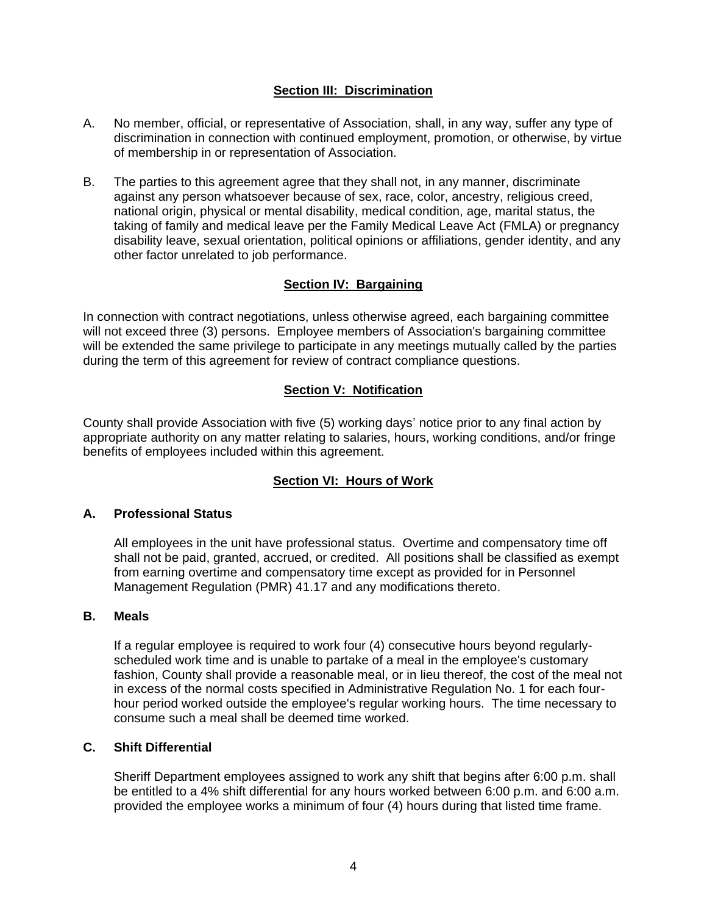## Section III: Discrimination

A. No member, official, or representative of Association, shall, in any way, suffer any type of discrimination in connection with continued employment, promotion, or otherwise, by virtue of membership in or representation of Association.

B. The parties to this agreement agree that they shall not, in any manner, discriminate against any person whatsoever because of sex, race, color, ancestry, religious creed, national origin, physical or mental disability, medical condition, age, marital status, the taking of family and medical leave per the Family Medical Leave Act (FMLA) or pregnancy disability leave, sexual orientation, political opinions or affiliations, gender identity, and any other factor unrelated to job performance.

## Section IV: Bargaining

In connection with contract negotiations, unless otherwise agreed, each bargaining committee will not exceed three (3) persons. Employee members of Association's bargaining committee will be extended the same privilege to participate in any meetings mutually called by the parties during the term of this agreement for review of contract compliance questions.

## Section V: Notification

County shall provide Association with five (5) working days' notice prior to any final action by appropriate authority on any matter relating to salaries, hours, working conditions, and/or fringe benefits of employees included within this agreement.

## Section VI: Hours of Work

### A. Professional Status

All employees in the unit have professional status. Overtime and compensatory time off shall not be paid, granted, accrued, or credited. All positions shall be classified as exempt from earning overtime and compensatory time except as provided for in Personnel Management Regulation (PMR) 41.17 and any modifications thereto.

### B. Meals

If a regular employee is required to work four (4) consecutive hours beyond regularly-scheduled work time and is unable to partake of a meal in the employee's customary fashion, County shall provide a reasonable meal, or in lieu thereof, the cost of the meal not in excess of the normal costs specified in Administrative Regulation No. 1 for each four-hour period worked outside the employee's regular working hours. The time necessary to consume such a meal shall be deemed time worked.

### C. Shift Differential

Sheriff Department employees assigned to work any shift that begins after 6:00 p.m. shall be entitled to a 4% shift differential for any hours worked between 6:00 p.m. and 6:00 a.m. provided the employee works a minimum of four (4) hours during that listed time frame.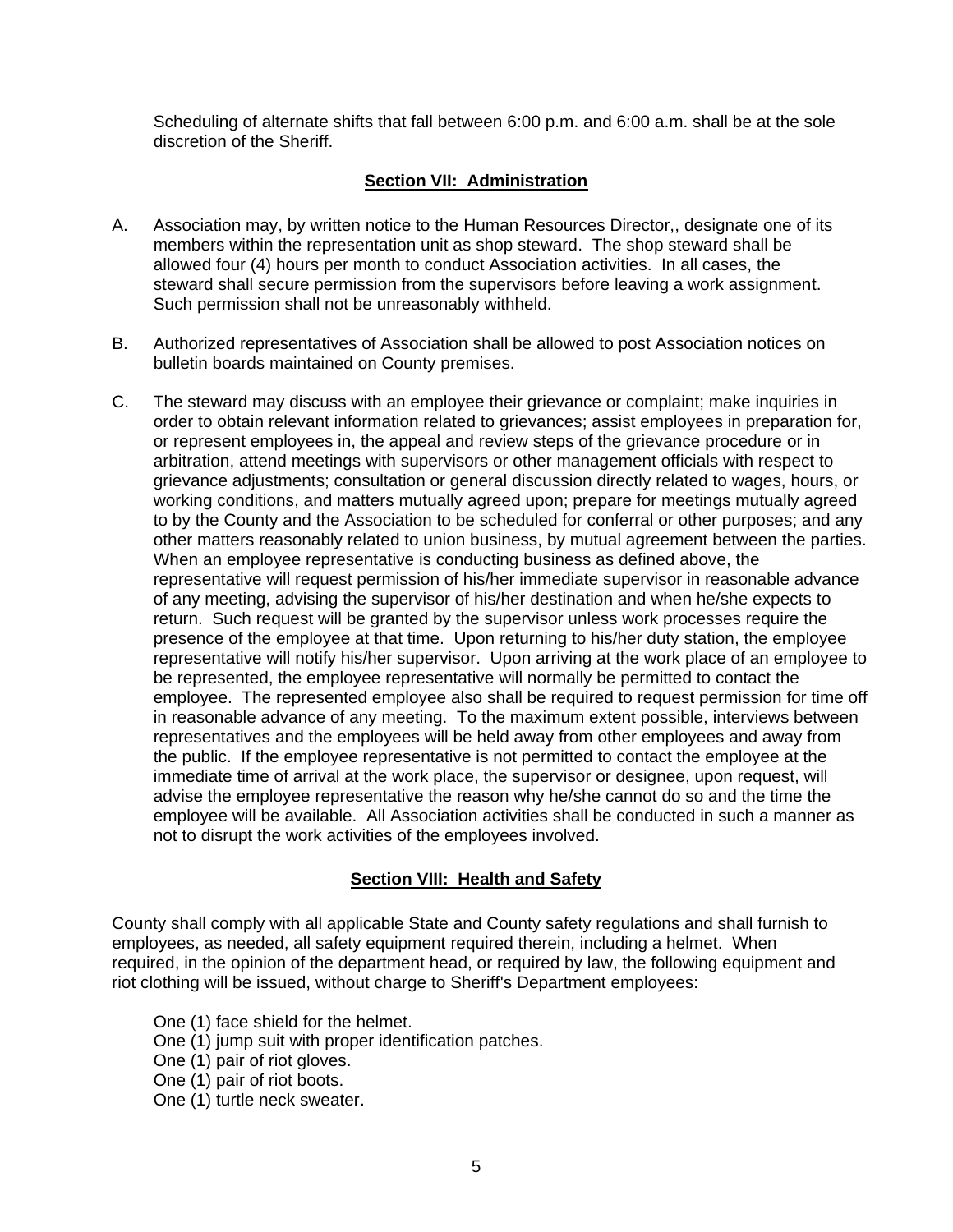Scheduling of alternate shifts that fall between 6:00 p.m. and 6:00 a.m. shall be at the sole discretion of the Sheriff.

## Section VII: Administration

A. Association may, by written notice to the Human Resources Director,, designate one of its members within the representation unit as shop steward. The shop steward shall be allowed four (4) hours per month to conduct Association activities. In all cases, the steward shall secure permission from the supervisors before leaving a work assignment. Such permission shall not be unreasonably withheld.

B. Authorized representatives of Association shall be allowed to post Association notices on bulletin boards maintained on County premises.

C. The steward may discuss with an employee their grievance or complaint; make inquiries in order to obtain relevant information related to grievances; assist employees in preparation for, or represent employees in, the appeal and review steps of the grievance procedure or in arbitration, attend meetings with supervisors or other management officials with respect to grievance adjustments; consultation or general discussion directly related to wages, hours, or working conditions, and matters mutually agreed upon; prepare for meetings mutually agreed to by the County and the Association to be scheduled for conferral or other purposes; and any other matters reasonably related to union business, by mutual agreement between the parties. When an employee representative is conducting business as defined above, the representative will request permission of his/her immediate supervisor in reasonable advance of any meeting, advising the supervisor of his/her destination and when he/she expects to return. Such request will be granted by the supervisor unless work processes require the presence of the employee at that time. Upon returning to his/her duty station, the employee representative will notify his/her supervisor. Upon arriving at the work place of an employee to be represented, the employee representative will normally be permitted to contact the employee. The represented employee also shall be required to request permission for time off in reasonable advance of any meeting. To the maximum extent possible, interviews between representatives and the employees will be held away from other employees and away from the public. If the employee representative is not permitted to contact the employee at the immediate time of arrival at the work place, the supervisor or designee, upon request, will advise the employee representative the reason why he/she cannot do so and the time the employee will be available. All Association activities shall be conducted in such a manner as not to disrupt the work activities of the employees involved.

## Section VIII: Health and Safety

County shall comply with all applicable State and County safety regulations and shall furnish to employees, as needed, all safety equipment required therein, including a helmet. When required, in the opinion of the department head, or required by law, the following equipment and riot clothing will be issued, without charge to Sheriff's Department employees:

One (1) face shield for the helmet.
One (1) jump suit with proper identification patches.
One (1) pair of riot gloves.
One (1) pair of riot boots.
One (1) turtle neck sweater.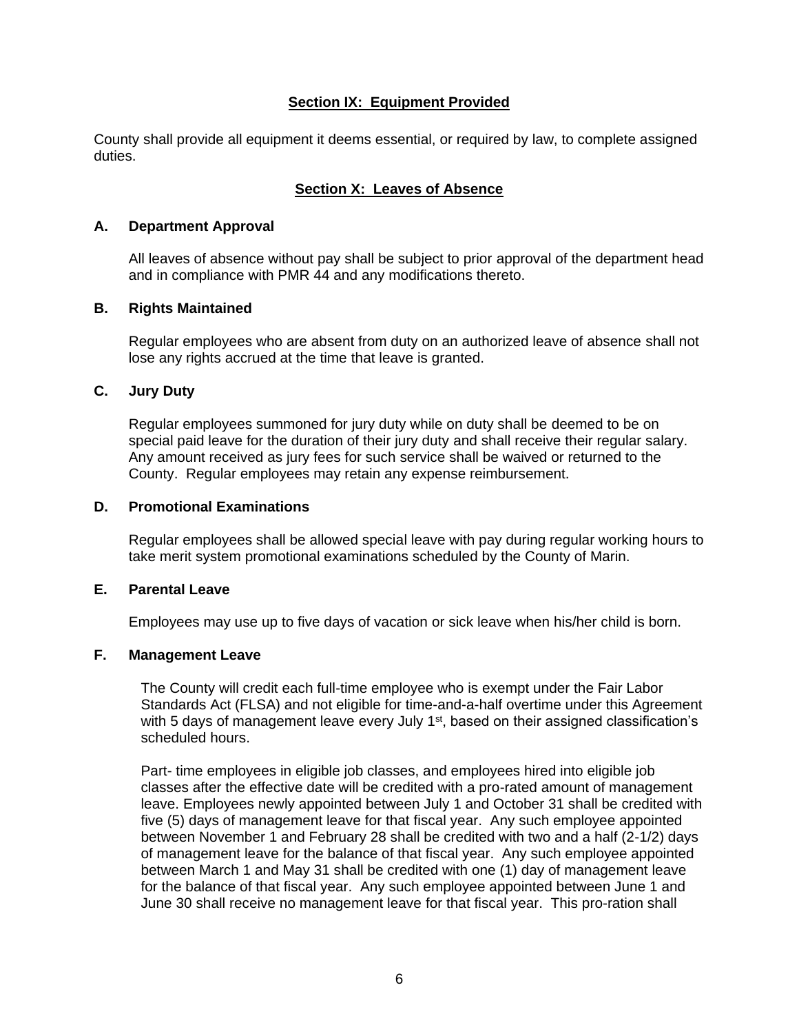## Section IX: Equipment Provided

County shall provide all equipment it deems essential, or required by law, to complete assigned duties.

## Section X: Leaves of Absence

### A. Department Approval

All leaves of absence without pay shall be subject to prior approval of the department head and in compliance with PMR 44 and any modifications thereto.

### B. Rights Maintained

Regular employees who are absent from duty on an authorized leave of absence shall not lose any rights accrued at the time that leave is granted.

### C. Jury Duty

Regular employees summoned for jury duty while on duty shall be deemed to be on special paid leave for the duration of their jury duty and shall receive their regular salary. Any amount received as jury fees for such service shall be waived or returned to the County. Regular employees may retain any expense reimbursement.

### D. Promotional Examinations

Regular employees shall be allowed special leave with pay during regular working hours to take merit system promotional examinations scheduled by the County of Marin.

### E. Parental Leave

Employees may use up to five days of vacation or sick leave when his/her child is born.

### F. Management Leave

The County will credit each full-time employee who is exempt under the Fair Labor Standards Act (FLSA) and not eligible for time-and-a-half overtime under this Agreement with 5 days of management leave every July 1st, based on their assigned classification's scheduled hours.

Part- time employees in eligible job classes, and employees hired into eligible job classes after the effective date will be credited with a pro-rated amount of management leave. Employees newly appointed between July 1 and October 31 shall be credited with five (5) days of management leave for that fiscal year. Any such employee appointed between November 1 and February 28 shall be credited with two and a half (2-1/2) days of management leave for the balance of that fiscal year. Any such employee appointed between March 1 and May 31 shall be credited with one (1) day of management leave for the balance of that fiscal year. Any such employee appointed between June 1 and June 30 shall receive no management leave for that fiscal year. This pro-ration shall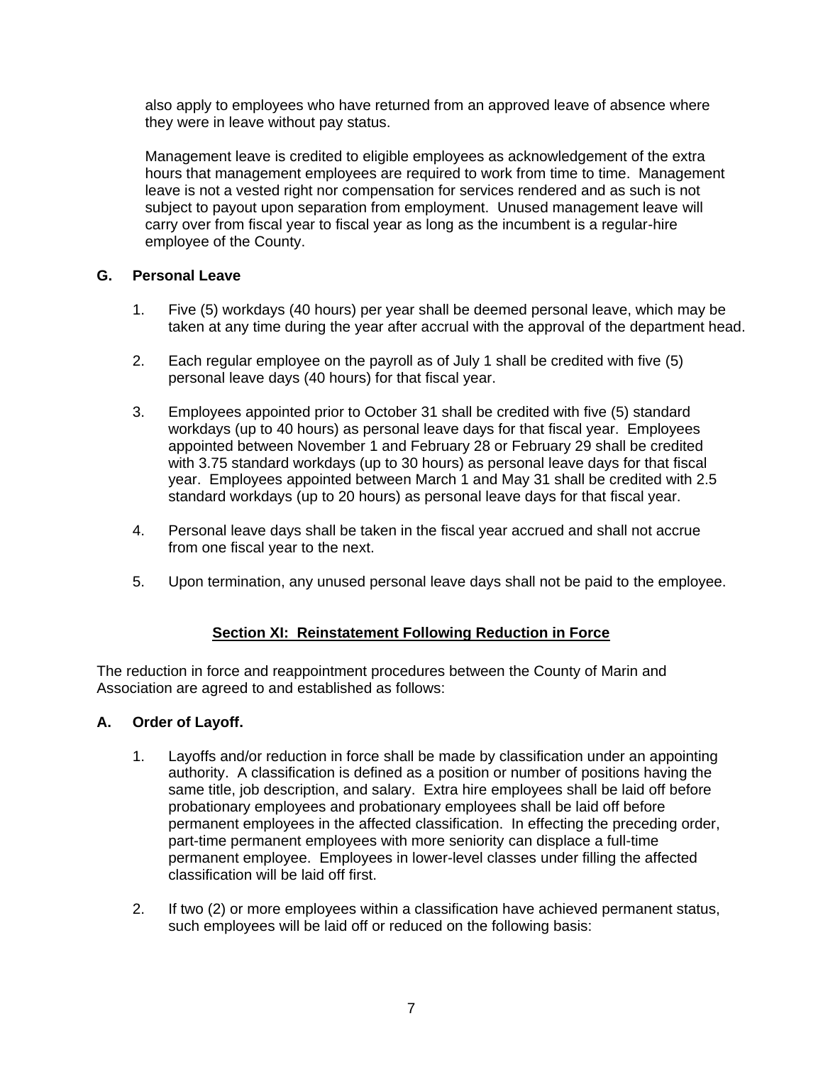also apply to employees who have returned from an approved leave of absence where they were in leave without pay status.

Management leave is credited to eligible employees as acknowledgement of the extra hours that management employees are required to work from time to time. Management leave is not a vested right nor compensation for services rendered and as such is not subject to payout upon separation from employment. Unused management leave will carry over from fiscal year to fiscal year as long as the incumbent is a regular-hire employee of the County.

### G. Personal Leave

1. Five (5) workdays (40 hours) per year shall be deemed personal leave, which may be taken at any time during the year after accrual with the approval of the department head.

2. Each regular employee on the payroll as of July 1 shall be credited with five (5) personal leave days (40 hours) for that fiscal year.

3. Employees appointed prior to October 31 shall be credited with five (5) standard workdays (up to 40 hours) as personal leave days for that fiscal year. Employees appointed between November 1 and February 28 or February 29 shall be credited with 3.75 standard workdays (up to 30 hours) as personal leave days for that fiscal year. Employees appointed between March 1 and May 31 shall be credited with 2.5 standard workdays (up to 20 hours) as personal leave days for that fiscal year.

4. Personal leave days shall be taken in the fiscal year accrued and shall not accrue from one fiscal year to the next.

5. Upon termination, any unused personal leave days shall not be paid to the employee.

## Section XI: Reinstatement Following Reduction in Force

The reduction in force and reappointment procedures between the County of Marin and Association are agreed to and established as follows:

### A. Order of Layoff.

1. Layoffs and/or reduction in force shall be made by classification under an appointing authority. A classification is defined as a position or number of positions having the same title, job description, and salary. Extra hire employees shall be laid off before probationary employees and probationary employees shall be laid off before permanent employees in the affected classification. In effecting the preceding order, part-time permanent employees with more seniority can displace a full-time permanent employee. Employees in lower-level classes under filling the affected classification will be laid off first.

2. If two (2) or more employees within a classification have achieved permanent status, such employees will be laid off or reduced on the following basis: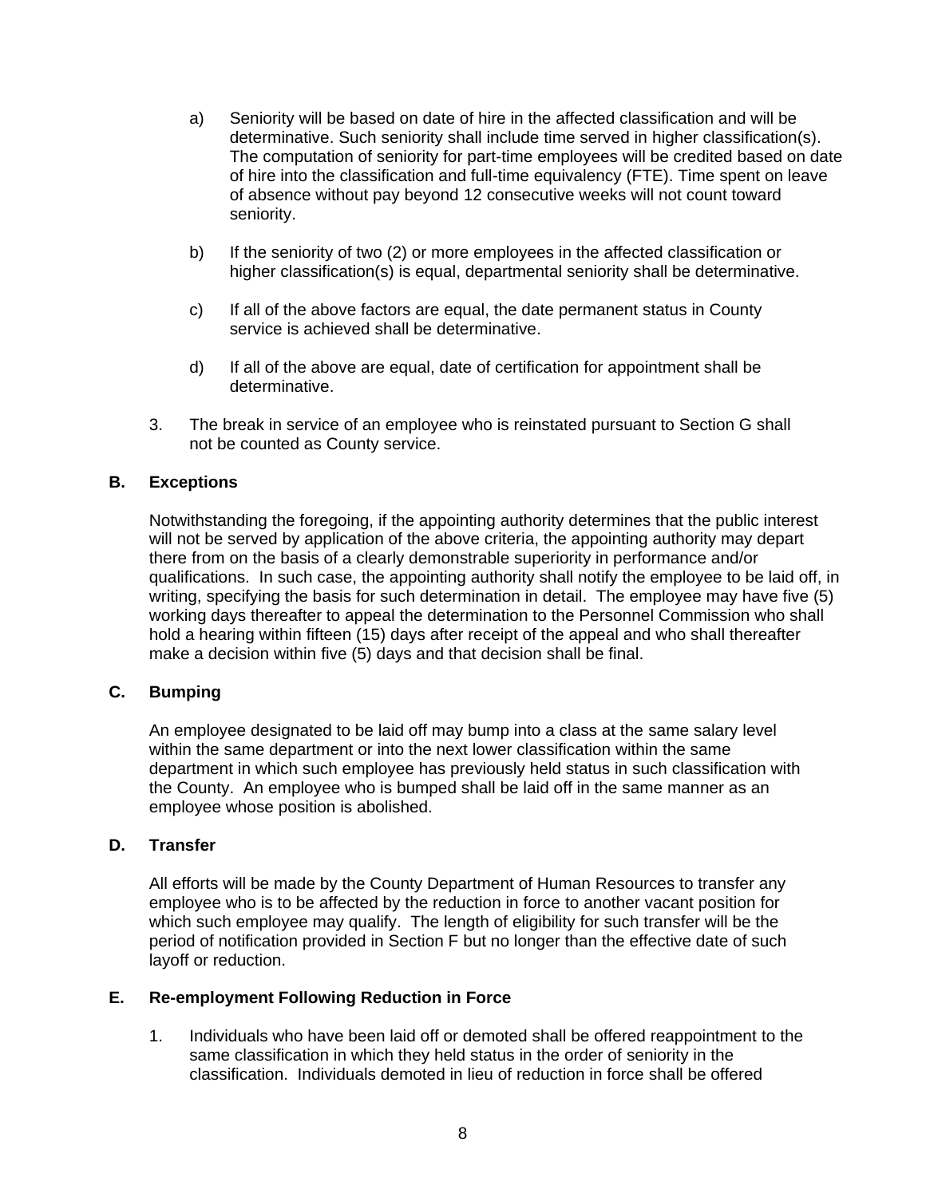a) Seniority will be based on date of hire in the affected classification and will be determinative. Such seniority shall include time served in higher classification(s). The computation of seniority for part-time employees will be credited based on date of hire into the classification and full-time equivalency (FTE). Time spent on leave of absence without pay beyond 12 consecutive weeks will not count toward seniority.

b) If the seniority of two (2) or more employees in the affected classification or higher classification(s) is equal, departmental seniority shall be determinative.

c) If all of the above factors are equal, the date permanent status in County service is achieved shall be determinative.

d) If all of the above are equal, date of certification for appointment shall be determinative.

3. The break in service of an employee who is reinstated pursuant to Section G shall not be counted as County service.

**B. Exceptions**

Notwithstanding the foregoing, if the appointing authority determines that the public interest will not be served by application of the above criteria, the appointing authority may depart there from on the basis of a clearly demonstrable superiority in performance and/or qualifications. In such case, the appointing authority shall notify the employee to be laid off, in writing, specifying the basis for such determination in detail. The employee may have five (5) working days thereafter to appeal the determination to the Personnel Commission who shall hold a hearing within fifteen (15) days after receipt of the appeal and who shall thereafter make a decision within five (5) days and that decision shall be final.

**C. Bumping**

An employee designated to be laid off may bump into a class at the same salary level within the same department or into the next lower classification within the same department in which such employee has previously held status in such classification with the County. An employee who is bumped shall be laid off in the same manner as an employee whose position is abolished.

**D. Transfer**

All efforts will be made by the County Department of Human Resources to transfer any employee who is to be affected by the reduction in force to another vacant position for which such employee may qualify. The length of eligibility for such transfer will be the period of notification provided in Section F but no longer than the effective date of such layoff or reduction.

**E. Re-employment Following Reduction in Force**

1. Individuals who have been laid off or demoted shall be offered reappointment to the same classification in which they held status in the order of seniority in the classification. Individuals demoted in lieu of reduction in force shall be offered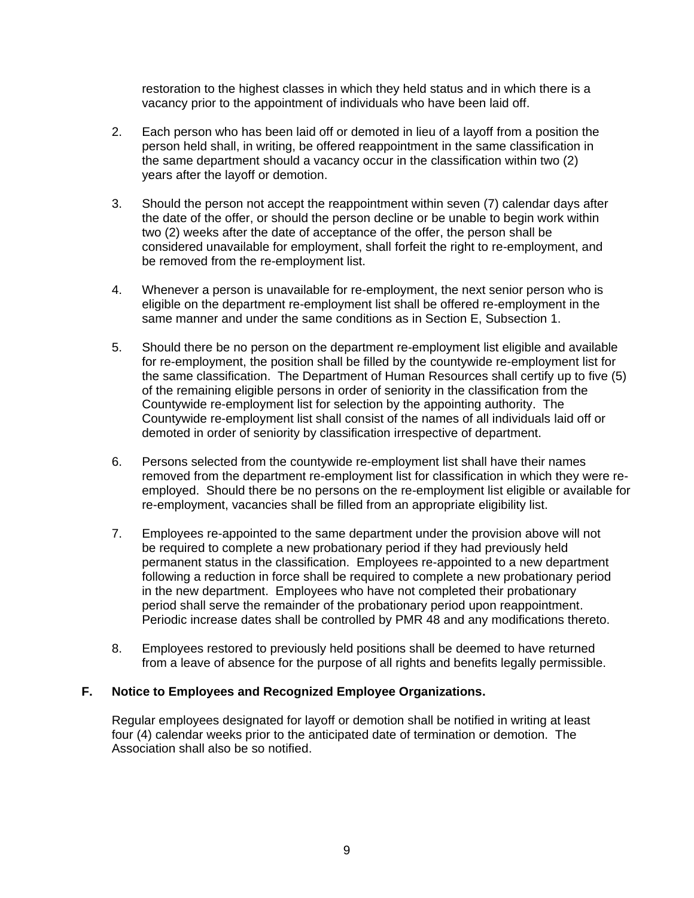restoration to the highest classes in which they held status and in which there is a vacancy prior to the appointment of individuals who have been laid off.

2. Each person who has been laid off or demoted in lieu of a layoff from a position the person held shall, in writing, be offered reappointment in the same classification in the same department should a vacancy occur in the classification within two (2) years after the layoff or demotion.

3. Should the person not accept the reappointment within seven (7) calendar days after the date of the offer, or should the person decline or be unable to begin work within two (2) weeks after the date of acceptance of the offer, the person shall be considered unavailable for employment, shall forfeit the right to re-employment, and be removed from the re-employment list.

4. Whenever a person is unavailable for re-employment, the next senior person who is eligible on the department re-employment list shall be offered re-employment in the same manner and under the same conditions as in Section E, Subsection 1.

5. Should there be no person on the department re-employment list eligible and available for re-employment, the position shall be filled by the countywide re-employment list for the same classification. The Department of Human Resources shall certify up to five (5) of the remaining eligible persons in order of seniority in the classification from the Countywide re-employment list for selection by the appointing authority. The Countywide re-employment list shall consist of the names of all individuals laid off or demoted in order of seniority by classification irrespective of department.

6. Persons selected from the countywide re-employment list shall have their names removed from the department re-employment list for classification in which they were re-employed. Should there be no persons on the re-employment list eligible or available for re-employment, vacancies shall be filled from an appropriate eligibility list.

7. Employees re-appointed to the same department under the provision above will not be required to complete a new probationary period if they had previously held permanent status in the classification. Employees re-appointed to a new department following a reduction in force shall be required to complete a new probationary period in the new department. Employees who have not completed their probationary period shall serve the remainder of the probationary period upon reappointment. Periodic increase dates shall be controlled by PMR 48 and any modifications thereto.

8. Employees restored to previously held positions shall be deemed to have returned from a leave of absence for the purpose of all rights and benefits legally permissible.

**F. Notice to Employees and Recognized Employee Organizations.**

Regular employees designated for layoff or demotion shall be notified in writing at least four (4) calendar weeks prior to the anticipated date of termination or demotion. The Association shall also be so notified.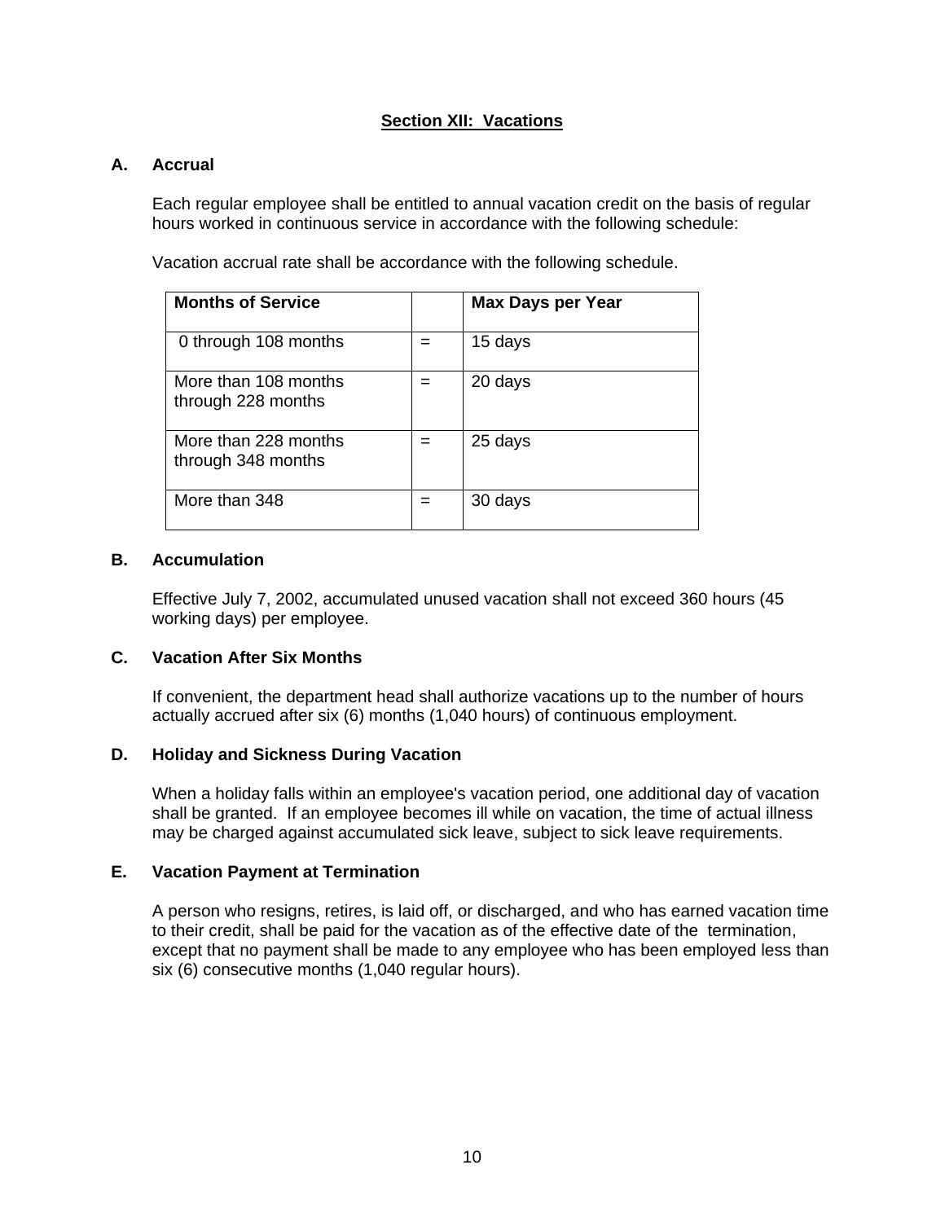## Section XII: Vacations

### A. Accrual

Each regular employee shall be entitled to annual vacation credit on the basis of regular hours worked in continuous service in accordance with the following schedule:

Vacation accrual rate shall be accordance with the following schedule.

| Months of Service | | Max Days per Year |
|---|---|---|
| 0 through 108 months | = | 15 days |
| More than 108 months through 228 months | = | 20 days |
| More than 228 months through 348 months | = | 25 days |
| More than 348 | = | 30 days |

### B. Accumulation

Effective July 7, 2002, accumulated unused vacation shall not exceed 360 hours (45 working days) per employee.

### C. Vacation After Six Months

If convenient, the department head shall authorize vacations up to the number of hours actually accrued after six (6) months (1,040 hours) of continuous employment.

### D. Holiday and Sickness During Vacation

When a holiday falls within an employee's vacation period, one additional day of vacation shall be granted. If an employee becomes ill while on vacation, the time of actual illness may be charged against accumulated sick leave, subject to sick leave requirements.

### E. Vacation Payment at Termination

A person who resigns, retires, is laid off, or discharged, and who has earned vacation time to their credit, shall be paid for the vacation as of the effective date of the termination, except that no payment shall be made to any employee who has been employed less than six (6) consecutive months (1,040 regular hours).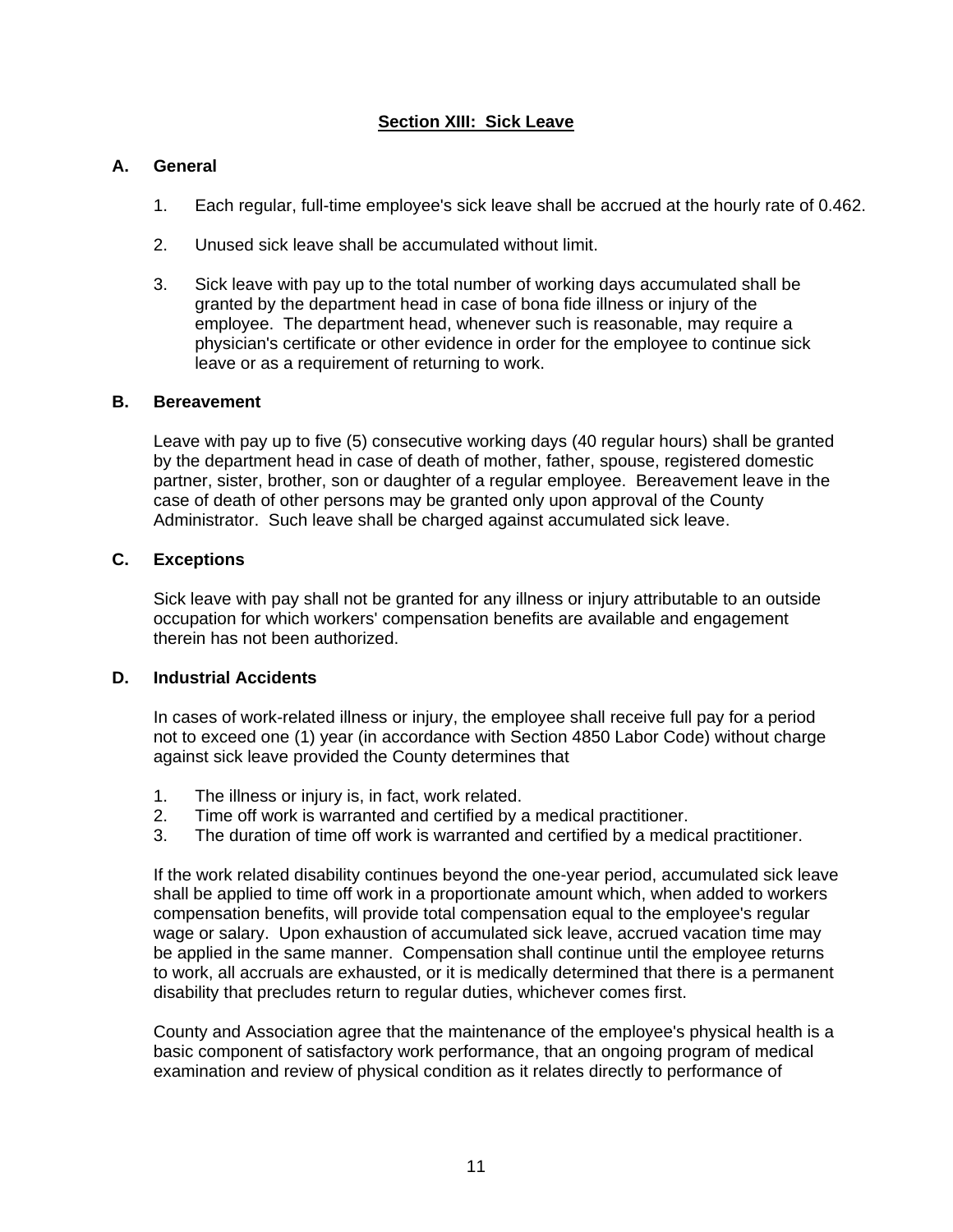## Section XIII: Sick Leave

### A. General

1. Each regular, full-time employee's sick leave shall be accrued at the hourly rate of 0.462.

2. Unused sick leave shall be accumulated without limit.

3. Sick leave with pay up to the total number of working days accumulated shall be granted by the department head in case of bona fide illness or injury of the employee. The department head, whenever such is reasonable, may require a physician's certificate or other evidence in order for the employee to continue sick leave or as a requirement of returning to work.

### B. Bereavement

Leave with pay up to five (5) consecutive working days (40 regular hours) shall be granted by the department head in case of death of mother, father, spouse, registered domestic partner, sister, brother, son or daughter of a regular employee. Bereavement leave in the case of death of other persons may be granted only upon approval of the County Administrator. Such leave shall be charged against accumulated sick leave.

### C. Exceptions

Sick leave with pay shall not be granted for any illness or injury attributable to an outside occupation for which workers' compensation benefits are available and engagement therein has not been authorized.

### D. Industrial Accidents

In cases of work-related illness or injury, the employee shall receive full pay for a period not to exceed one (1) year (in accordance with Section 4850 Labor Code) without charge against sick leave provided the County determines that

1. The illness or injury is, in fact, work related.
2. Time off work is warranted and certified by a medical practitioner.
3. The duration of time off work is warranted and certified by a medical practitioner.

If the work related disability continues beyond the one-year period, accumulated sick leave shall be applied to time off work in a proportionate amount which, when added to workers compensation benefits, will provide total compensation equal to the employee's regular wage or salary. Upon exhaustion of accumulated sick leave, accrued vacation time may be applied in the same manner. Compensation shall continue until the employee returns to work, all accruals are exhausted, or it is medically determined that there is a permanent disability that precludes return to regular duties, whichever comes first.

County and Association agree that the maintenance of the employee's physical health is a basic component of satisfactory work performance, that an ongoing program of medical examination and review of physical condition as it relates directly to performance of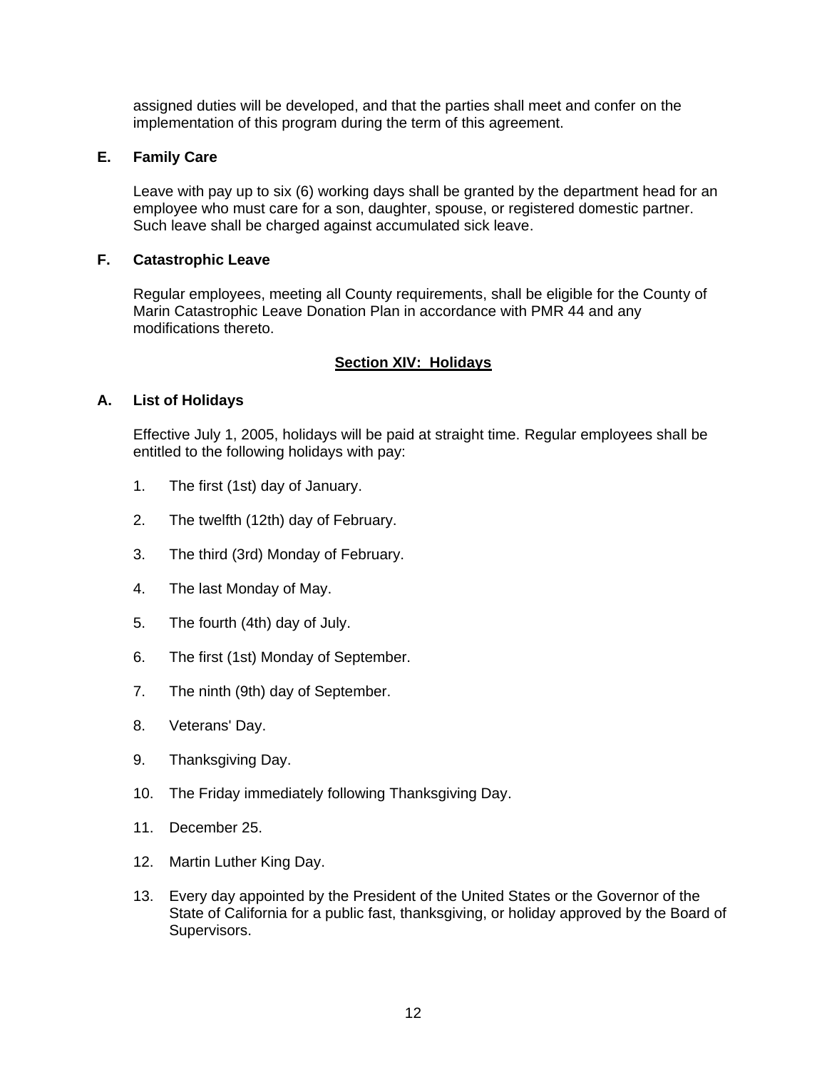assigned duties will be developed, and that the parties shall meet and confer on the implementation of this program during the term of this agreement.

### E. Family Care

Leave with pay up to six (6) working days shall be granted by the department head for an employee who must care for a son, daughter, spouse, or registered domestic partner. Such leave shall be charged against accumulated sick leave.

### F. Catastrophic Leave

Regular employees, meeting all County requirements, shall be eligible for the County of Marin Catastrophic Leave Donation Plan in accordance with PMR 44 and any modifications thereto.

## Section XIV: Holidays

### A. List of Holidays

Effective July 1, 2005, holidays will be paid at straight time. Regular employees shall be entitled to the following holidays with pay:

1. The first (1st) day of January.
2. The twelfth (12th) day of February.
3. The third (3rd) Monday of February.
4. The last Monday of May.
5. The fourth (4th) day of July.
6. The first (1st) Monday of September.
7. The ninth (9th) day of September.
8. Veterans' Day.
9. Thanksgiving Day.
10. The Friday immediately following Thanksgiving Day.
11. December 25.
12. Martin Luther King Day.
13. Every day appointed by the President of the United States or the Governor of the State of California for a public fast, thanksgiving, or holiday approved by the Board of Supervisors.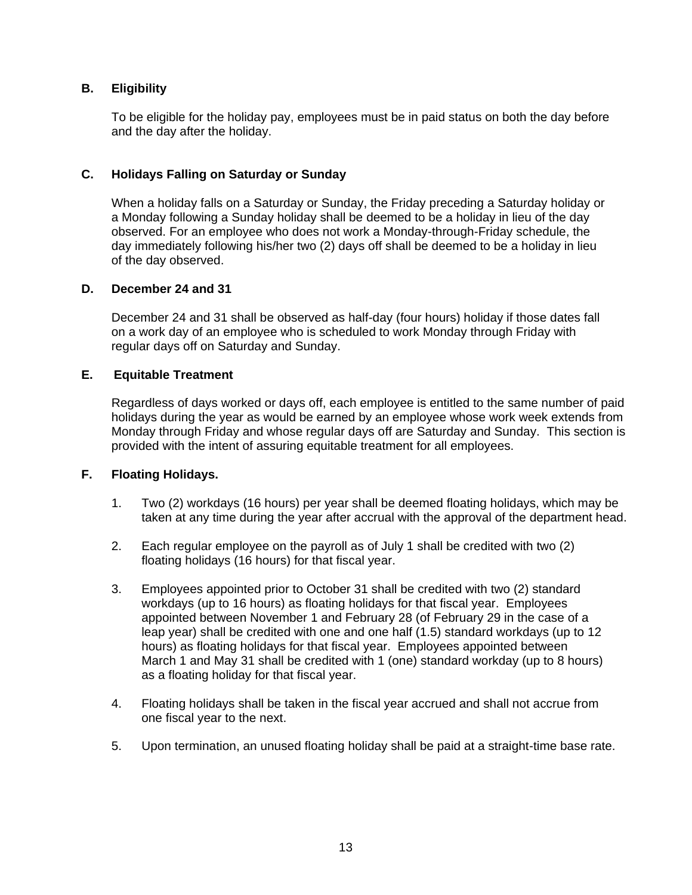### B. Eligibility

To be eligible for the holiday pay, employees must be in paid status on both the day before and the day after the holiday.

### C. Holidays Falling on Saturday or Sunday

When a holiday falls on a Saturday or Sunday, the Friday preceding a Saturday holiday or a Monday following a Sunday holiday shall be deemed to be a holiday in lieu of the day observed. For an employee who does not work a Monday-through-Friday schedule, the day immediately following his/her two (2) days off shall be deemed to be a holiday in lieu of the day observed.

### D. December 24 and 31

December 24 and 31 shall be observed as half-day (four hours) holiday if those dates fall on a work day of an employee who is scheduled to work Monday through Friday with regular days off on Saturday and Sunday.

### E. Equitable Treatment

Regardless of days worked or days off, each employee is entitled to the same number of paid holidays during the year as would be earned by an employee whose work week extends from Monday through Friday and whose regular days off are Saturday and Sunday. This section is provided with the intent of assuring equitable treatment for all employees.

### F. Floating Holidays.

1. Two (2) workdays (16 hours) per year shall be deemed floating holidays, which may be taken at any time during the year after accrual with the approval of the department head.

2. Each regular employee on the payroll as of July 1 shall be credited with two (2) floating holidays (16 hours) for that fiscal year.

3. Employees appointed prior to October 31 shall be credited with two (2) standard workdays (up to 16 hours) as floating holidays for that fiscal year. Employees appointed between November 1 and February 28 (of February 29 in the case of a leap year) shall be credited with one and one half (1.5) standard workdays (up to 12 hours) as floating holidays for that fiscal year. Employees appointed between March 1 and May 31 shall be credited with 1 (one) standard workday (up to 8 hours) as a floating holiday for that fiscal year.

4. Floating holidays shall be taken in the fiscal year accrued and shall not accrue from one fiscal year to the next.

5. Upon termination, an unused floating holiday shall be paid at a straight-time base rate.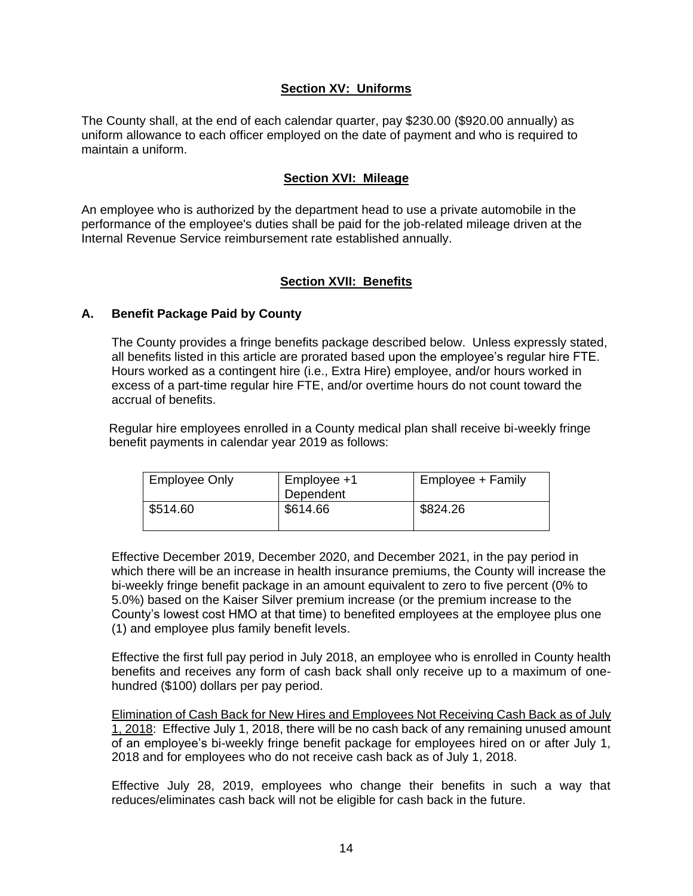## Section XV: Uniforms

The County shall, at the end of each calendar quarter, pay $230.00 ($920.00 annually) as uniform allowance to each officer employed on the date of payment and who is required to maintain a uniform.

## Section XVI: Mileage

An employee who is authorized by the department head to use a private automobile in the performance of the employee's duties shall be paid for the job-related mileage driven at the Internal Revenue Service reimbursement rate established annually.

## Section XVII: Benefits

### A. Benefit Package Paid by County

The County provides a fringe benefits package described below. Unless expressly stated, all benefits listed in this article are prorated based upon the employee's regular hire FTE. Hours worked as a contingent hire (i.e., Extra Hire) employee, and/or hours worked in excess of a part-time regular hire FTE, and/or overtime hours do not count toward the accrual of benefits.

Regular hire employees enrolled in a County medical plan shall receive bi-weekly fringe benefit payments in calendar year 2019 as follows:

| Employee Only | Employee +1 Dependent | Employee + Family |
| --- | --- | --- |
| $514.60 | $614.66 | $824.26 |

Effective December 2019, December 2020, and December 2021, in the pay period in which there will be an increase in health insurance premiums, the County will increase the bi-weekly fringe benefit package in an amount equivalent to zero to five percent (0% to 5.0%) based on the Kaiser Silver premium increase (or the premium increase to the County's lowest cost HMO at that time) to benefited employees at the employee plus one (1) and employee plus family benefit levels.

Effective the first full pay period in July 2018, an employee who is enrolled in County health benefits and receives any form of cash back shall only receive up to a maximum of one-hundred ($100) dollars per pay period.

<u>Elimination of Cash Back for New Hires and Employees Not Receiving Cash Back as of July 1, 2018</u>: Effective July 1, 2018, there will be no cash back of any remaining unused amount of an employee's bi-weekly fringe benefit package for employees hired on or after July 1, 2018 and for employees who do not receive cash back as of July 1, 2018.

Effective July 28, 2019, employees who change their benefits in such a way that reduces/eliminates cash back will not be eligible for cash back in the future.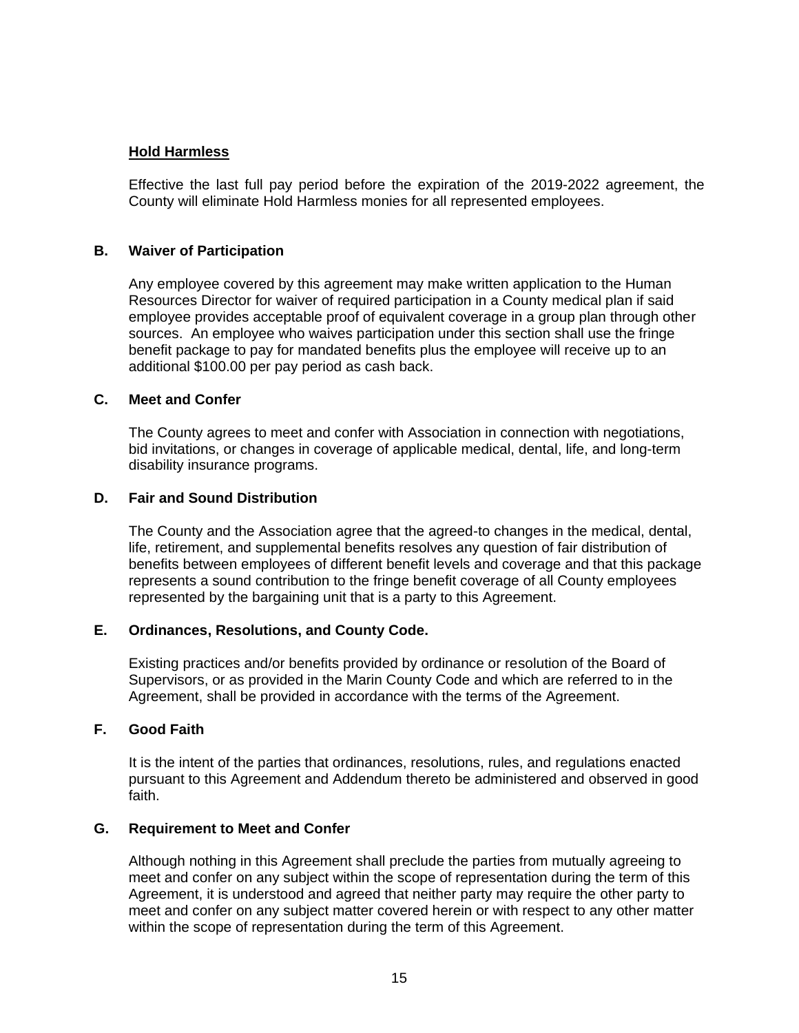**Hold Harmless**

Effective the last full pay period before the expiration of the 2019-2022 agreement, the County will eliminate Hold Harmless monies for all represented employees.

**B. Waiver of Participation**

Any employee covered by this agreement may make written application to the Human Resources Director for waiver of required participation in a County medical plan if said employee provides acceptable proof of equivalent coverage in a group plan through other sources. An employee who waives participation under this section shall use the fringe benefit package to pay for mandated benefits plus the employee will receive up to an additional $100.00 per pay period as cash back.

**C. Meet and Confer**

The County agrees to meet and confer with Association in connection with negotiations, bid invitations, or changes in coverage of applicable medical, dental, life, and long-term disability insurance programs.

**D. Fair and Sound Distribution**

The County and the Association agree that the agreed-to changes in the medical, dental, life, retirement, and supplemental benefits resolves any question of fair distribution of benefits between employees of different benefit levels and coverage and that this package represents a sound contribution to the fringe benefit coverage of all County employees represented by the bargaining unit that is a party to this Agreement.

**E. Ordinances, Resolutions, and County Code.**

Existing practices and/or benefits provided by ordinance or resolution of the Board of Supervisors, or as provided in the Marin County Code and which are referred to in the Agreement, shall be provided in accordance with the terms of the Agreement.

**F. Good Faith**

It is the intent of the parties that ordinances, resolutions, rules, and regulations enacted pursuant to this Agreement and Addendum thereto be administered and observed in good faith.

**G. Requirement to Meet and Confer**

Although nothing in this Agreement shall preclude the parties from mutually agreeing to meet and confer on any subject within the scope of representation during the term of this Agreement, it is understood and agreed that neither party may require the other party to meet and confer on any subject matter covered herein or with respect to any other matter within the scope of representation during the term of this Agreement.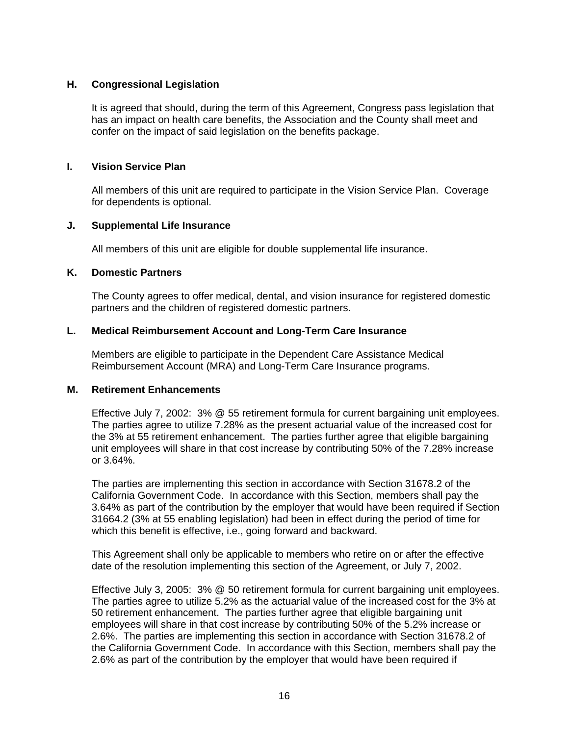### H. Congressional Legislation

It is agreed that should, during the term of this Agreement, Congress pass legislation that has an impact on health care benefits, the Association and the County shall meet and confer on the impact of said legislation on the benefits package.

### I. Vision Service Plan

All members of this unit are required to participate in the Vision Service Plan. Coverage for dependents is optional.

### J. Supplemental Life Insurance

All members of this unit are eligible for double supplemental life insurance.

### K. Domestic Partners

The County agrees to offer medical, dental, and vision insurance for registered domestic partners and the children of registered domestic partners.

### L. Medical Reimbursement Account and Long-Term Care Insurance

Members are eligible to participate in the Dependent Care Assistance Medical Reimbursement Account (MRA) and Long-Term Care Insurance programs.

### M. Retirement Enhancements

Effective July 7, 2002: 3% @ 55 retirement formula for current bargaining unit employees. The parties agree to utilize 7.28% as the present actuarial value of the increased cost for the 3% at 55 retirement enhancement. The parties further agree that eligible bargaining unit employees will share in that cost increase by contributing 50% of the 7.28% increase or 3.64%.

The parties are implementing this section in accordance with Section 31678.2 of the California Government Code. In accordance with this Section, members shall pay the 3.64% as part of the contribution by the employer that would have been required if Section 31664.2 (3% at 55 enabling legislation) had been in effect during the period of time for which this benefit is effective, i.e., going forward and backward.

This Agreement shall only be applicable to members who retire on or after the effective date of the resolution implementing this section of the Agreement, or July 7, 2002.

Effective July 3, 2005: 3% @ 50 retirement formula for current bargaining unit employees. The parties agree to utilize 5.2% as the actuarial value of the increased cost for the 3% at 50 retirement enhancement. The parties further agree that eligible bargaining unit employees will share in that cost increase by contributing 50% of the 5.2% increase or 2.6%. The parties are implementing this section in accordance with Section 31678.2 of the California Government Code. In accordance with this Section, members shall pay the 2.6% as part of the contribution by the employer that would have been required if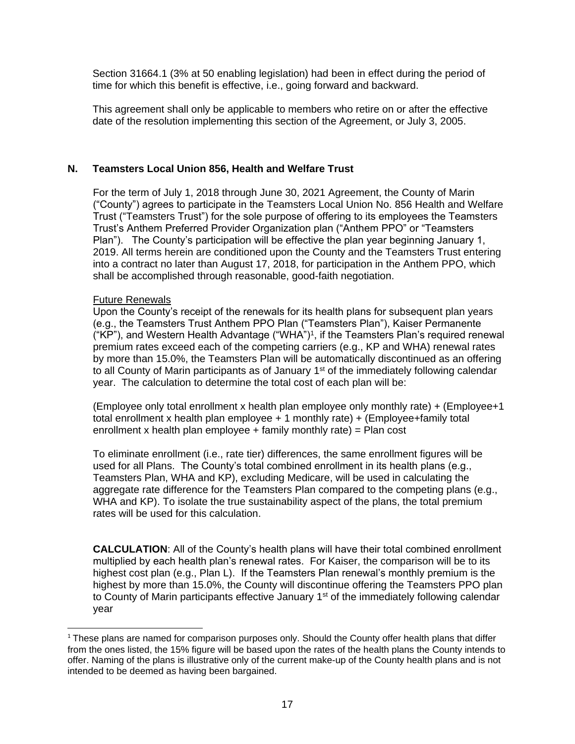Section 31664.1 (3% at 50 enabling legislation) had been in effect during the period of time for which this benefit is effective, i.e., going forward and backward.

This agreement shall only be applicable to members who retire on or after the effective date of the resolution implementing this section of the Agreement, or July 3, 2005.

**N. Teamsters Local Union 856, Health and Welfare Trust**

For the term of July 1, 2018 through June 30, 2021 Agreement, the County of Marin ("County") agrees to participate in the Teamsters Local Union No. 856 Health and Welfare Trust ("Teamsters Trust") for the sole purpose of offering to its employees the Teamsters Trust's Anthem Preferred Provider Organization plan ("Anthem PPO" or "Teamsters Plan"). The County's participation will be effective the plan year beginning January 1, 2019. All terms herein are conditioned upon the County and the Teamsters Trust entering into a contract no later than August 17, 2018, for participation in the Anthem PPO, which shall be accomplished through reasonable, good-faith negotiation.

Future Renewals

Upon the County's receipt of the renewals for its health plans for subsequent plan years (e.g., the Teamsters Trust Anthem PPO Plan ("Teamsters Plan"), Kaiser Permanente ("KP"), and Western Health Advantage ("WHA")[1], if the Teamsters Plan's required renewal premium rates exceed each of the competing carriers (e.g., KP and WHA) renewal rates by more than 15.0%, the Teamsters Plan will be automatically discontinued as an offering to all County of Marin participants as of January 1st of the immediately following calendar year. The calculation to determine the total cost of each plan will be:

(Employee only total enrollment x health plan employee only monthly rate) + (Employee+1 total enrollment x health plan employee + 1 monthly rate) + (Employee+family total enrollment x health plan employee + family monthly rate) = Plan cost

To eliminate enrollment (i.e., rate tier) differences, the same enrollment figures will be used for all Plans. The County's total combined enrollment in its health plans (e.g., Teamsters Plan, WHA and KP), excluding Medicare, will be used in calculating the aggregate rate difference for the Teamsters Plan compared to the competing plans (e.g., WHA and KP). To isolate the true sustainability aspect of the plans, the total premium rates will be used for this calculation.

**CALCULATION**: All of the County's health plans will have their total combined enrollment multiplied by each health plan's renewal rates. For Kaiser, the comparison will be to its highest cost plan (e.g., Plan L). If the Teamsters Plan renewal's monthly premium is the highest by more than 15.0%, the County will discontinue offering the Teamsters PPO plan to County of Marin participants effective January 1st of the immediately following calendar year

[1] These plans are named for comparison purposes only. Should the County offer health plans that differ from the ones listed, the 15% figure will be based upon the rates of the health plans the County intends to offer. Naming of the plans is illustrative only of the current make-up of the County health plans and is not intended to be deemed as having been bargained.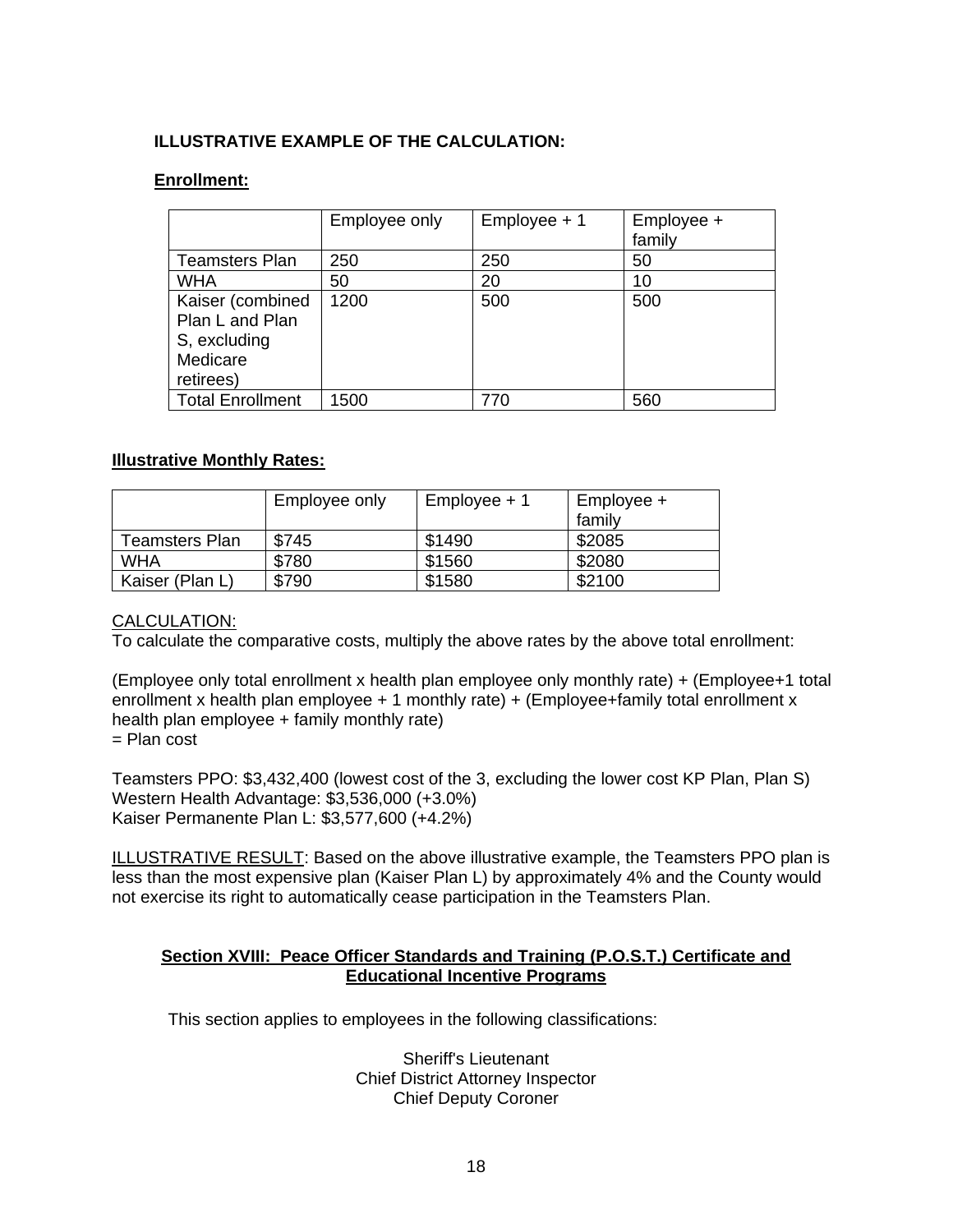**ILLUSTRATIVE EXAMPLE OF THE CALCULATION:**

**Enrollment:**

| | Employee only | Employee + 1 | Employee + family |
|---|---|---|---|
| Teamsters Plan | 250 | 250 | 50 |
| WHA | 50 | 20 | 10 |
| Kaiser (combined Plan L and Plan S, excluding Medicare retirees) | 1200 | 500 | 500 |
| Total Enrollment | 1500 | 770 | 560 |

**Illustrative Monthly Rates:**

| | Employee only | Employee + 1 | Employee + family |
|---|---|---|---|
| Teamsters Plan | $745 | $1490 | $2085 |
| WHA | $780 | $1560 | $2080 |
| Kaiser (Plan L) | $790 | $1580 | $2100 |

CALCULATION:
To calculate the comparative costs, multiply the above rates by the above total enrollment:

(Employee only total enrollment x health plan employee only monthly rate) + (Employee+1 total enrollment x health plan employee + 1 monthly rate) + (Employee+family total enrollment x health plan employee + family monthly rate)
= Plan cost

Teamsters PPO: $3,432,400 (lowest cost of the 3, excluding the lower cost KP Plan, Plan S)
Western Health Advantage: $3,536,000 (+3.0%)
Kaiser Permanente Plan L: $3,577,600 (+4.2%)

ILLUSTRATIVE RESULT: Based on the above illustrative example, the Teamsters PPO plan is less than the most expensive plan (Kaiser Plan L) by approximately 4% and the County would not exercise its right to automatically cease participation in the Teamsters Plan.

## Section XVIII: Peace Officer Standards and Training (P.O.S.T.) Certificate and Educational Incentive Programs

This section applies to employees in the following classifications:

Sheriff's Lieutenant
Chief District Attorney Inspector
Chief Deputy Coroner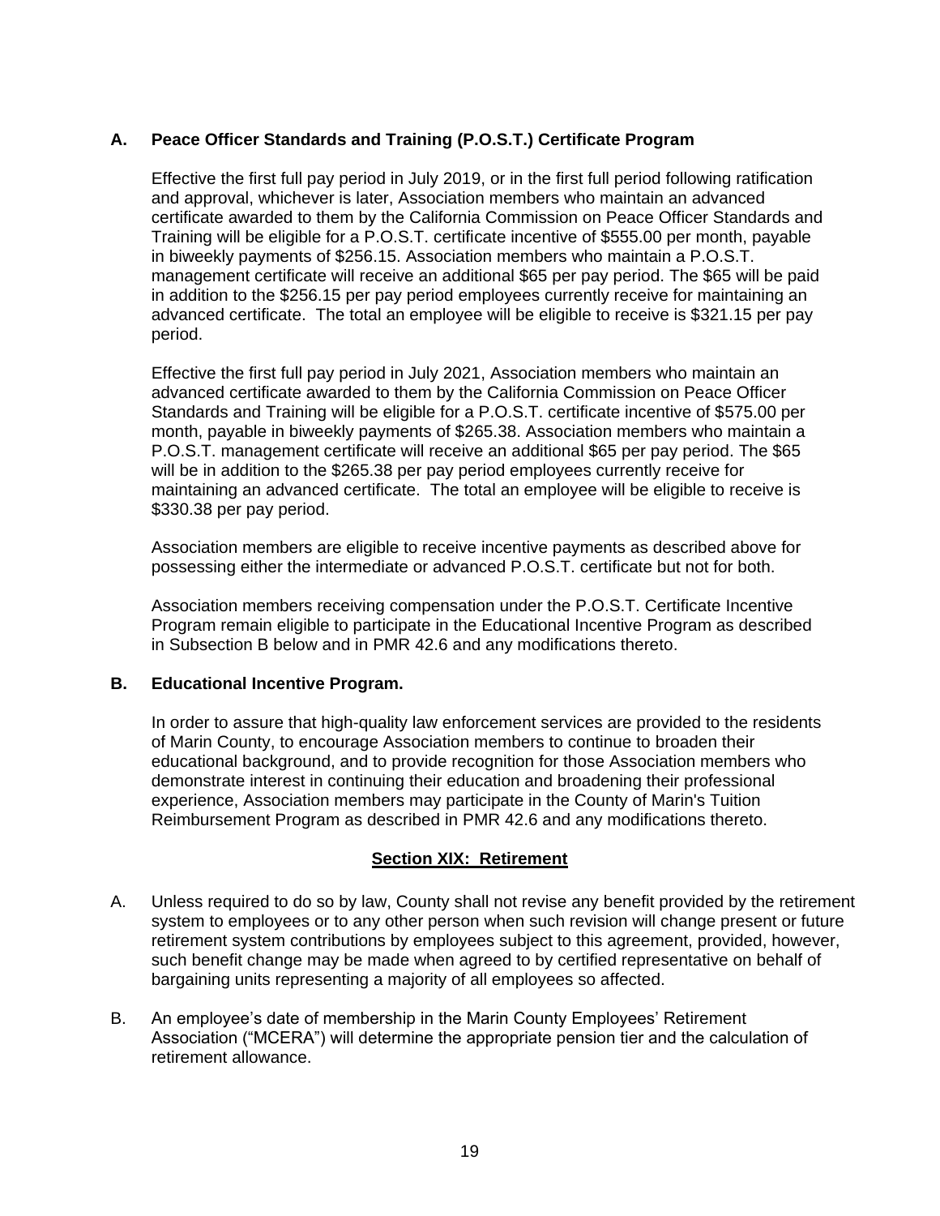### A. Peace Officer Standards and Training (P.O.S.T.) Certificate Program

Effective the first full pay period in July 2019, or in the first full period following ratification and approval, whichever is later, Association members who maintain an advanced certificate awarded to them by the California Commission on Peace Officer Standards and Training will be eligible for a P.O.S.T. certificate incentive of $555.00 per month, payable in biweekly payments of $256.15. Association members who maintain a P.O.S.T. management certificate will receive an additional $65 per pay period. The $65 will be paid in addition to the $256.15 per pay period employees currently receive for maintaining an advanced certificate. The total an employee will be eligible to receive is $321.15 per pay period.

Effective the first full pay period in July 2021, Association members who maintain an advanced certificate awarded to them by the California Commission on Peace Officer Standards and Training will be eligible for a P.O.S.T. certificate incentive of $575.00 per month, payable in biweekly payments of $265.38. Association members who maintain a P.O.S.T. management certificate will receive an additional $65 per pay period. The $65 will be in addition to the $265.38 per pay period employees currently receive for maintaining an advanced certificate. The total an employee will be eligible to receive is $330.38 per pay period.

Association members are eligible to receive incentive payments as described above for possessing either the intermediate or advanced P.O.S.T. certificate but not for both.

Association members receiving compensation under the P.O.S.T. Certificate Incentive Program remain eligible to participate in the Educational Incentive Program as described in Subsection B below and in PMR 42.6 and any modifications thereto.

### B. Educational Incentive Program.

In order to assure that high-quality law enforcement services are provided to the residents of Marin County, to encourage Association members to continue to broaden their educational background, and to provide recognition for those Association members who demonstrate interest in continuing their education and broadening their professional experience, Association members may participate in the County of Marin's Tuition Reimbursement Program as described in PMR 42.6 and any modifications thereto.

## Section XIX: Retirement

A. Unless required to do so by law, County shall not revise any benefit provided by the retirement system to employees or to any other person when such revision will change present or future retirement system contributions by employees subject to this agreement, provided, however, such benefit change may be made when agreed to by certified representative on behalf of bargaining units representing a majority of all employees so affected.

B. An employee's date of membership in the Marin County Employees' Retirement Association ("MCERA") will determine the appropriate pension tier and the calculation of retirement allowance.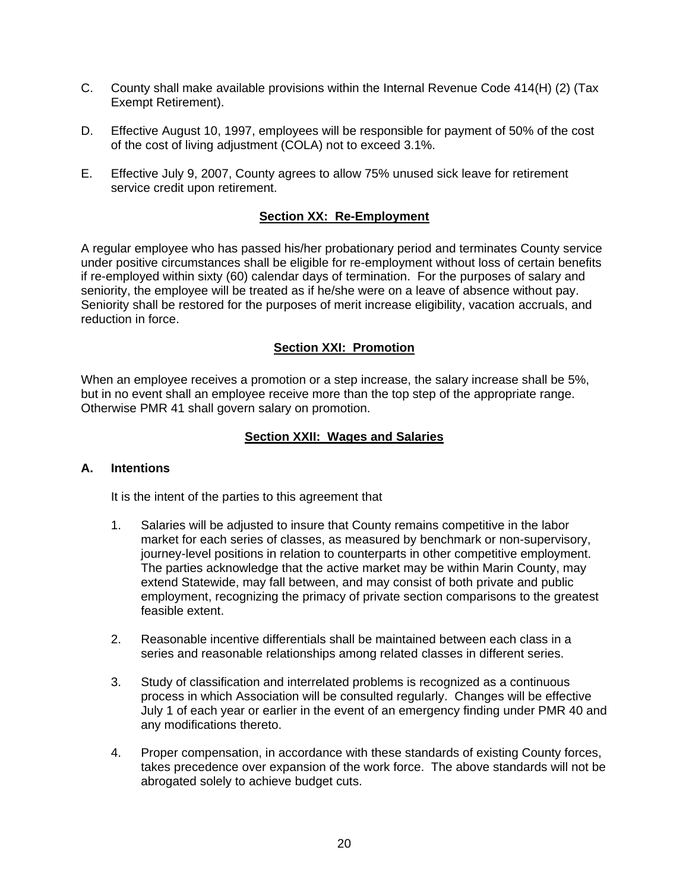C. County shall make available provisions within the Internal Revenue Code 414(H) (2) (Tax Exempt Retirement).

D. Effective August 10, 1997, employees will be responsible for payment of 50% of the cost of the cost of living adjustment (COLA) not to exceed 3.1%.

E. Effective July 9, 2007, County agrees to allow 75% unused sick leave for retirement service credit upon retirement.

## Section XX: Re-Employment

A regular employee who has passed his/her probationary period and terminates County service under positive circumstances shall be eligible for re-employment without loss of certain benefits if re-employed within sixty (60) calendar days of termination. For the purposes of salary and seniority, the employee will be treated as if he/she were on a leave of absence without pay. Seniority shall be restored for the purposes of merit increase eligibility, vacation accruals, and reduction in force.

## Section XXI: Promotion

When an employee receives a promotion or a step increase, the salary increase shall be 5%, but in no event shall an employee receive more than the top step of the appropriate range. Otherwise PMR 41 shall govern salary on promotion.

## Section XXII: Wages and Salaries

### A. Intentions

It is the intent of the parties to this agreement that

1. Salaries will be adjusted to insure that County remains competitive in the labor market for each series of classes, as measured by benchmark or non-supervisory, journey-level positions in relation to counterparts in other competitive employment. The parties acknowledge that the active market may be within Marin County, may extend Statewide, may fall between, and may consist of both private and public employment, recognizing the primacy of private section comparisons to the greatest feasible extent.

2. Reasonable incentive differentials shall be maintained between each class in a series and reasonable relationships among related classes in different series.

3. Study of classification and interrelated problems is recognized as a continuous process in which Association will be consulted regularly. Changes will be effective July 1 of each year or earlier in the event of an emergency finding under PMR 40 and any modifications thereto.

4. Proper compensation, in accordance with these standards of existing County forces, takes precedence over expansion of the work force. The above standards will not be abrogated solely to achieve budget cuts.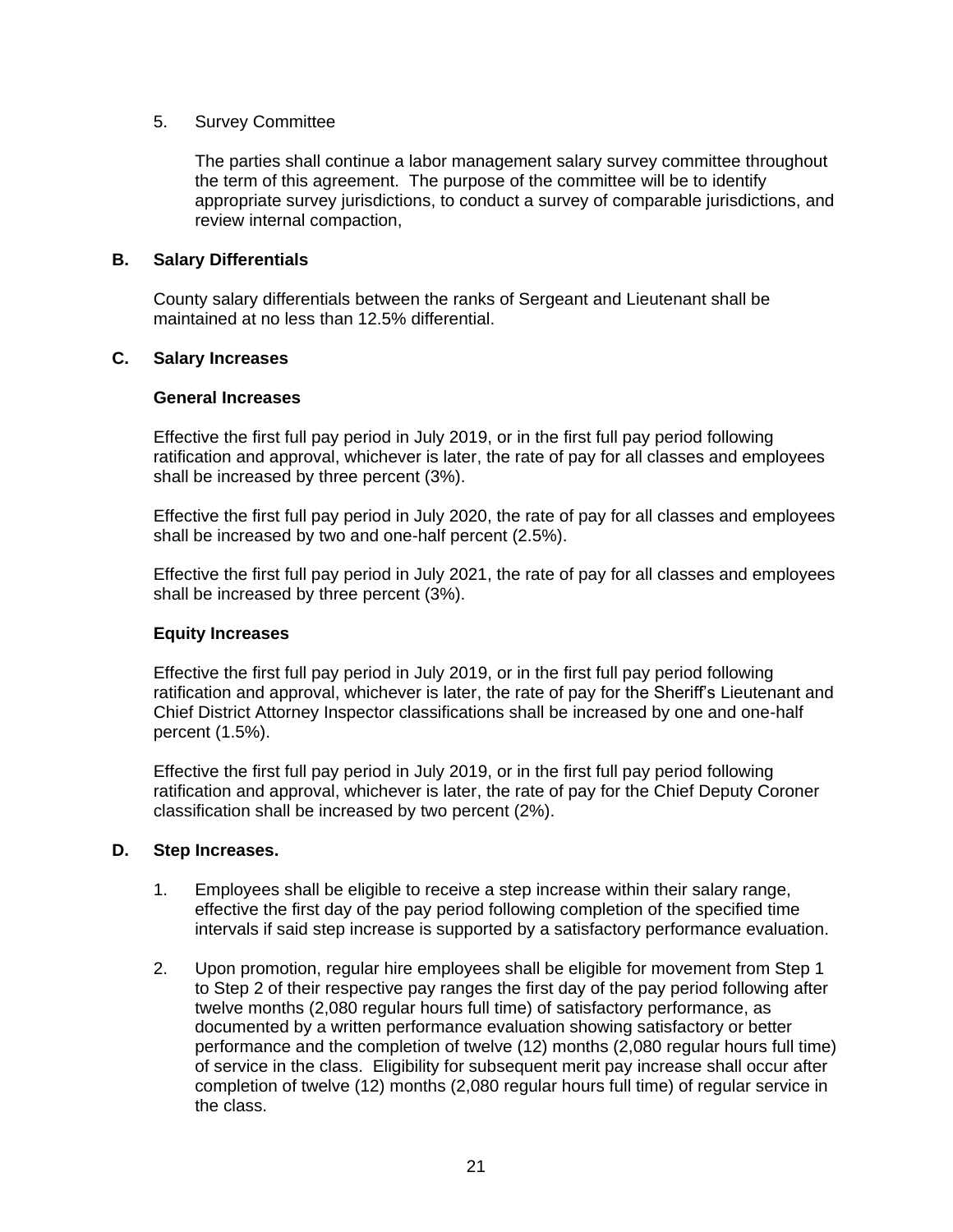5. Survey Committee

   The parties shall continue a labor management salary survey committee throughout the term of this agreement. The purpose of the committee will be to identify appropriate survey jurisdictions, to conduct a survey of comparable jurisdictions, and review internal compaction,

**B. Salary Differentials**

County salary differentials between the ranks of Sergeant and Lieutenant shall be maintained at no less than 12.5% differential.

**C. Salary Increases**

**General Increases**

Effective the first full pay period in July 2019, or in the first full pay period following ratification and approval, whichever is later, the rate of pay for all classes and employees shall be increased by three percent (3%).

Effective the first full pay period in July 2020, the rate of pay for all classes and employees shall be increased by two and one-half percent (2.5%).

Effective the first full pay period in July 2021, the rate of pay for all classes and employees shall be increased by three percent (3%).

**Equity Increases**

Effective the first full pay period in July 2019, or in the first full pay period following ratification and approval, whichever is later, the rate of pay for the Sheriff's Lieutenant and Chief District Attorney Inspector classifications shall be increased by one and one-half percent (1.5%).

Effective the first full pay period in July 2019, or in the first full pay period following ratification and approval, whichever is later, the rate of pay for the Chief Deputy Coroner classification shall be increased by two percent (2%).

**D. Step Increases.**

1. Employees shall be eligible to receive a step increase within their salary range, effective the first day of the pay period following completion of the specified time intervals if said step increase is supported by a satisfactory performance evaluation.

2. Upon promotion, regular hire employees shall be eligible for movement from Step 1 to Step 2 of their respective pay ranges the first day of the pay period following after twelve months (2,080 regular hours full time) of satisfactory performance, as documented by a written performance evaluation showing satisfactory or better performance and the completion of twelve (12) months (2,080 regular hours full time) of service in the class. Eligibility for subsequent merit pay increase shall occur after completion of twelve (12) months (2,080 regular hours full time) of regular service in the class.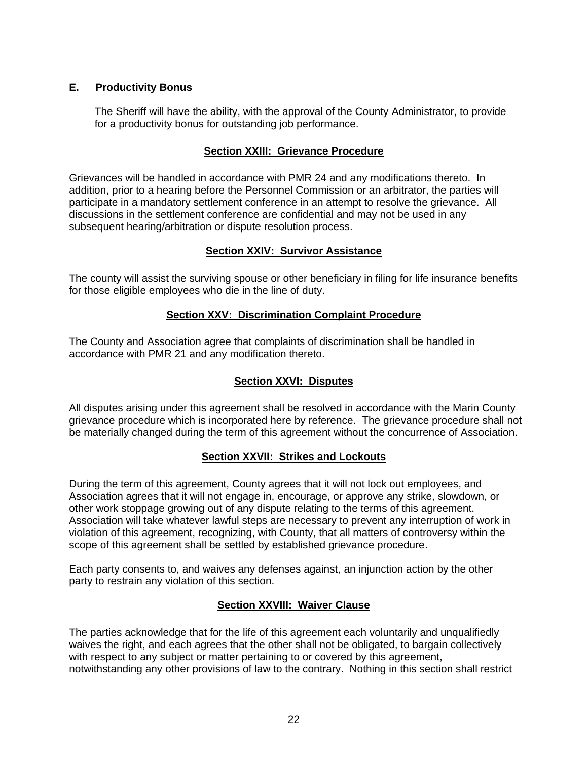### E. Productivity Bonus

The Sheriff will have the ability, with the approval of the County Administrator, to provide for a productivity bonus for outstanding job performance.

## Section XXIII: Grievance Procedure

Grievances will be handled in accordance with PMR 24 and any modifications thereto. In addition, prior to a hearing before the Personnel Commission or an arbitrator, the parties will participate in a mandatory settlement conference in an attempt to resolve the grievance. All discussions in the settlement conference are confidential and may not be used in any subsequent hearing/arbitration or dispute resolution process.

## Section XXIV: Survivor Assistance

The county will assist the surviving spouse or other beneficiary in filing for life insurance benefits for those eligible employees who die in the line of duty.

## Section XXV: Discrimination Complaint Procedure

The County and Association agree that complaints of discrimination shall be handled in accordance with PMR 21 and any modification thereto.

## Section XXVI: Disputes

All disputes arising under this agreement shall be resolved in accordance with the Marin County grievance procedure which is incorporated here by reference. The grievance procedure shall not be materially changed during the term of this agreement without the concurrence of Association.

## Section XXVII: Strikes and Lockouts

During the term of this agreement, County agrees that it will not lock out employees, and Association agrees that it will not engage in, encourage, or approve any strike, slowdown, or other work stoppage growing out of any dispute relating to the terms of this agreement. Association will take whatever lawful steps are necessary to prevent any interruption of work in violation of this agreement, recognizing, with County, that all matters of controversy within the scope of this agreement shall be settled by established grievance procedure.

Each party consents to, and waives any defenses against, an injunction action by the other party to restrain any violation of this section.

## Section XXVIII: Waiver Clause

The parties acknowledge that for the life of this agreement each voluntarily and unqualifiedly waives the right, and each agrees that the other shall not be obligated, to bargain collectively with respect to any subject or matter pertaining to or covered by this agreement, notwithstanding any other provisions of law to the contrary. Nothing in this section shall restrict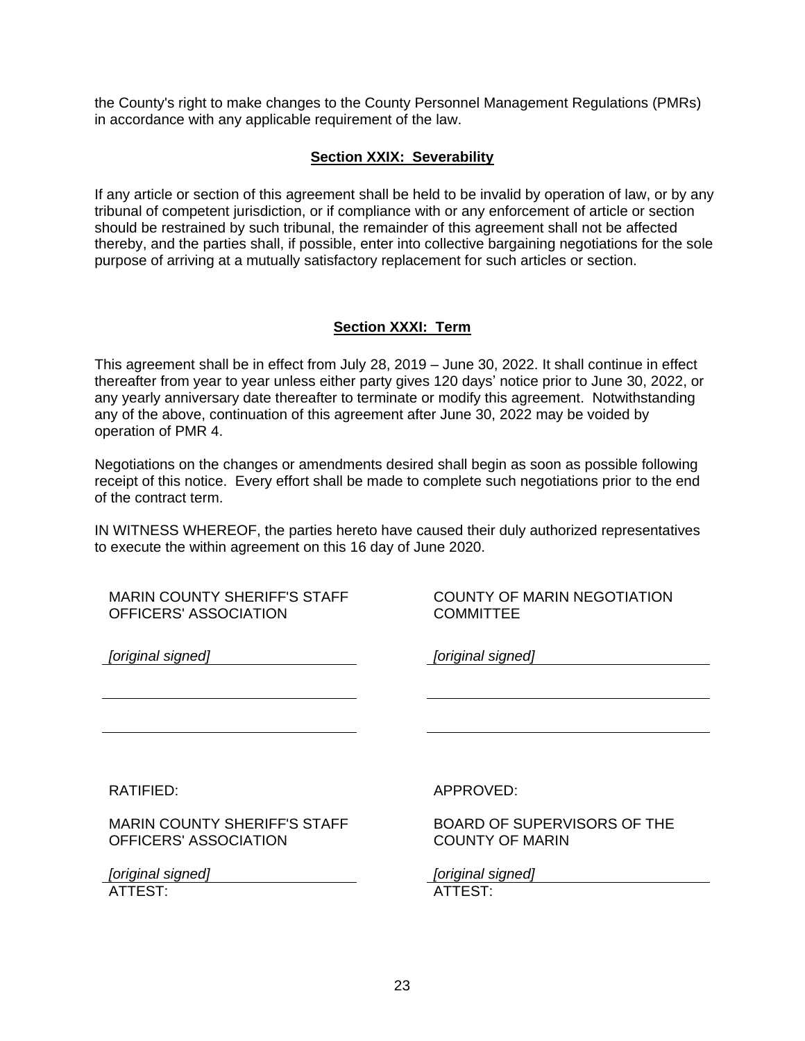the County's right to make changes to the County Personnel Management Regulations (PMRs) in accordance with any applicable requirement of the law.

## Section XXIX: Severability

If any article or section of this agreement shall be held to be invalid by operation of law, or by any tribunal of competent jurisdiction, or if compliance with or any enforcement of article or section should be restrained by such tribunal, the remainder of this agreement shall not be affected thereby, and the parties shall, if possible, enter into collective bargaining negotiations for the sole purpose of arriving at a mutually satisfactory replacement for such articles or section.

## Section XXXI: Term

This agreement shall be in effect from July 28, 2019 – June 30, 2022. It shall continue in effect thereafter from year to year unless either party gives 120 days' notice prior to June 30, 2022, or any yearly anniversary date thereafter to terminate or modify this agreement. Notwithstanding any of the above, continuation of this agreement after June 30, 2022 may be voided by operation of PMR 4.

Negotiations on the changes or amendments desired shall begin as soon as possible following receipt of this notice. Every effort shall be made to complete such negotiations prior to the end of the contract term.

IN WITNESS WHEREOF, the parties hereto have caused their duly authorized representatives to execute the within agreement on this 16 day of June 2020.

| MARIN COUNTY SHERIFF'S STAFF OFFICERS' ASSOCIATION | COUNTY OF MARIN NEGOTIATION COMMITTEE |
| --- | --- |
| *[original signed]* | *[original signed]* |
| | |
| | |

| RATIFIED: | APPROVED: |
| --- | --- |
| MARIN COUNTY SHERIFF'S STAFF OFFICERS' ASSOCIATION | BOARD OF SUPERVISORS OF THE COUNTY OF MARIN |
| *[original signed]* | *[original signed]* |
| ATTEST: | ATTEST: |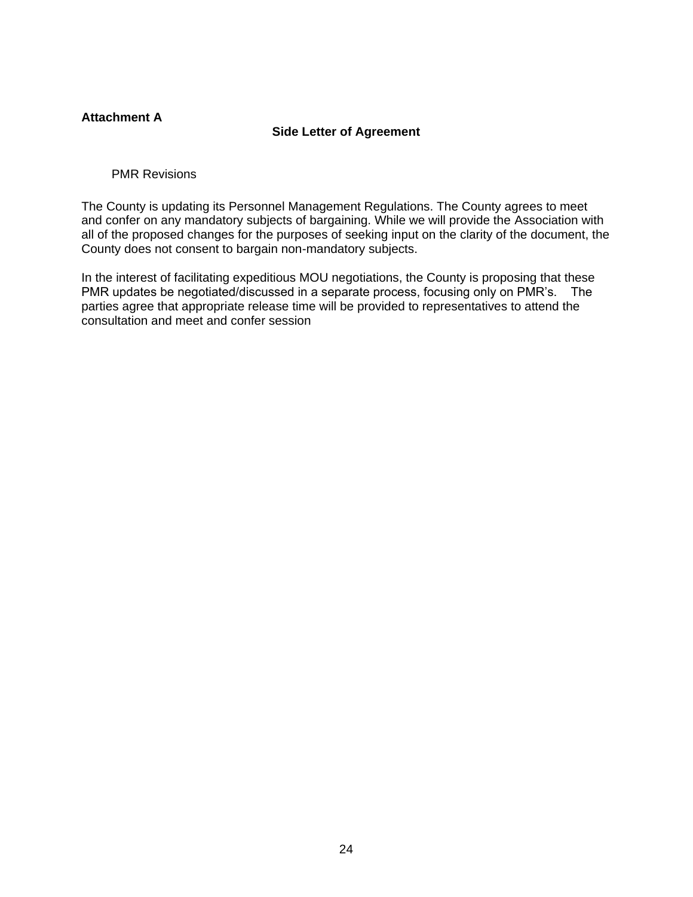**Attachment A**

**Side Letter of Agreement**

PMR Revisions

The County is updating its Personnel Management Regulations. The County agrees to meet and confer on any mandatory subjects of bargaining. While we will provide the Association with all of the proposed changes for the purposes of seeking input on the clarity of the document, the County does not consent to bargain non-mandatory subjects.

In the interest of facilitating expeditious MOU negotiations, the County is proposing that these PMR updates be negotiated/discussed in a separate process, focusing only on PMR's. The parties agree that appropriate release time will be provided to representatives to attend the consultation and meet and confer session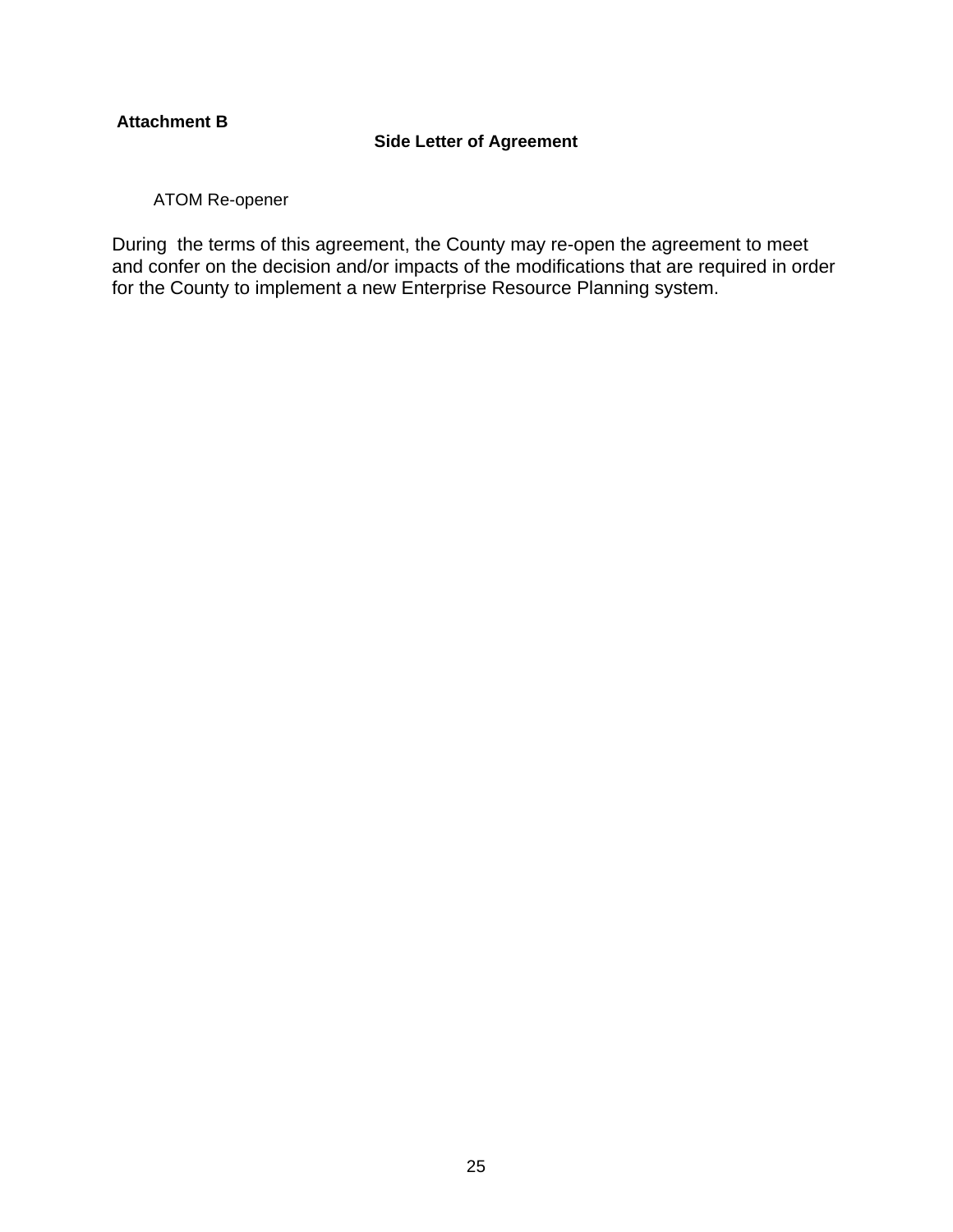**Attachment B**

## Side Letter of Agreement

ATOM Re-opener

During the terms of this agreement, the County may re-open the agreement to meet and confer on the decision and/or impacts of the modifications that are required in order for the County to implement a new Enterprise Resource Planning system.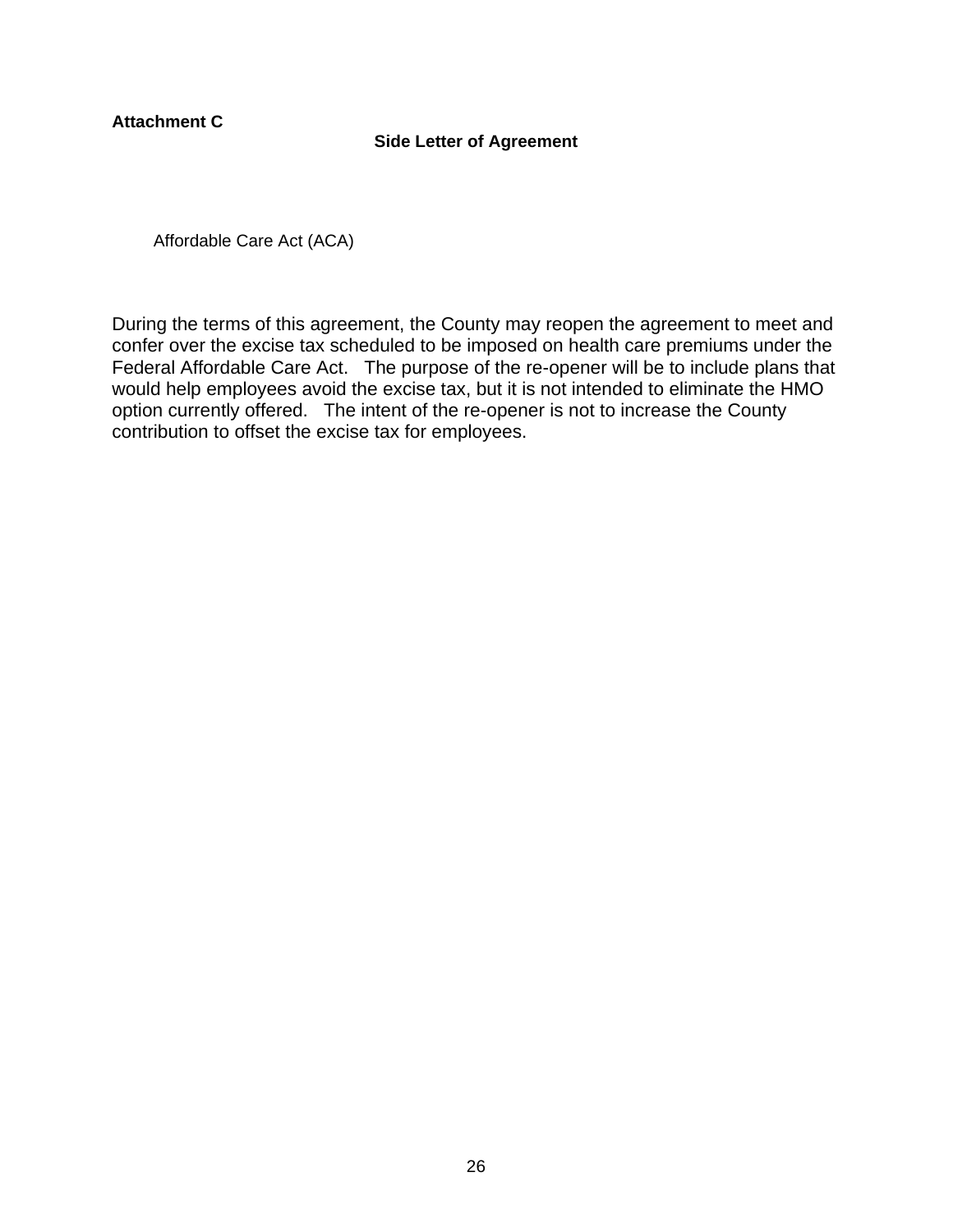**Attachment C**

## Side Letter of Agreement

Affordable Care Act (ACA)

During the terms of this agreement, the County may reopen the agreement to meet and confer over the excise tax scheduled to be imposed on health care premiums under the Federal Affordable Care Act. The purpose of the re-opener will be to include plans that would help employees avoid the excise tax, but it is not intended to eliminate the HMO option currently offered. The intent of the re-opener is not to increase the County contribution to offset the excise tax for employees.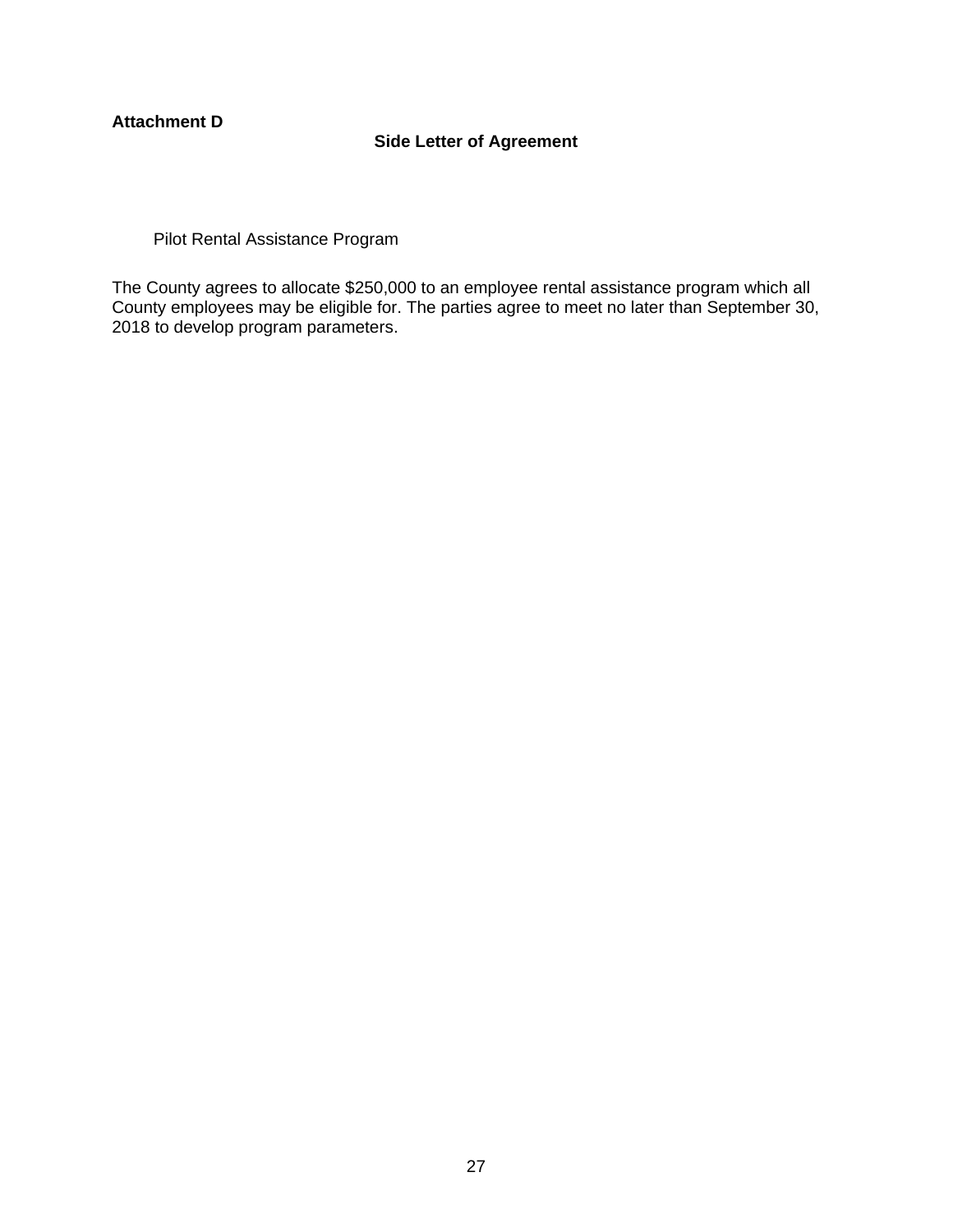**Attachment D**

**Side Letter of Agreement**

Pilot Rental Assistance Program

The County agrees to allocate $250,000 to an employee rental assistance program which all County employees may be eligible for. The parties agree to meet no later than September 30, 2018 to develop program parameters.